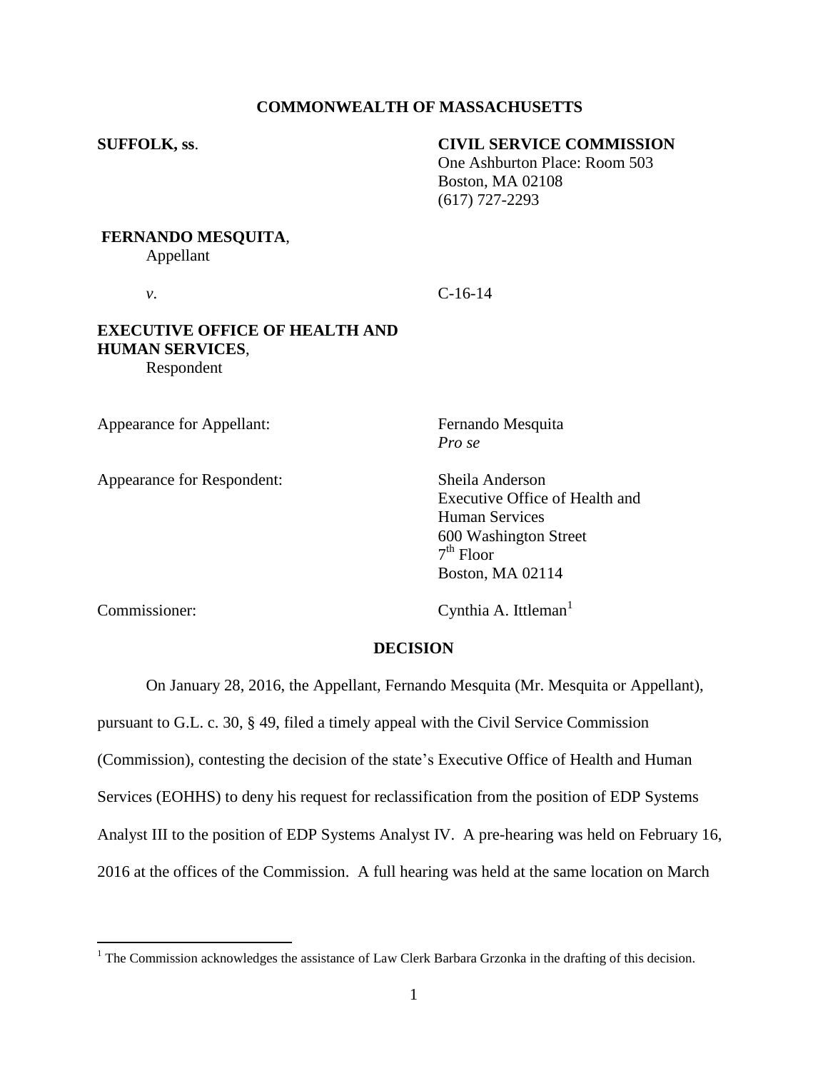**COMMONWEALTH OF MASSACHUSETTS**

**SUFFOLK, ss.**

**CIVIL SERVICE COMMISSION**
One Ashburton Place: Room 503
Boston, MA 02108
(617) 727-2293

**FERNANDO MESQUITA**,
Appellant

*v*.

C-16-14

**EXECUTIVE OFFICE OF HEALTH AND HUMAN SERVICES**,
Respondent

Appearance for Appellant: Fernando Mesquita
*Pro se*

Appearance for Respondent: Sheila Anderson
Executive Office of Health and Human Services
600 Washington Street
7th Floor
Boston, MA 02114

Commissioner: Cynthia A. Ittleman[1]

## DECISION

On January 28, 2016, the Appellant, Fernando Mesquita (Mr. Mesquita or Appellant), pursuant to G.L. c. 30, § 49, filed a timely appeal with the Civil Service Commission (Commission), contesting the decision of the state's Executive Office of Health and Human Services (EOHHS) to deny his request for reclassification from the position of EDP Systems Analyst III to the position of EDP Systems Analyst IV. A pre-hearing was held on February 16, 2016 at the offices of the Commission. A full hearing was held at the same location on March

[1] The Commission acknowledges the assistance of Law Clerk Barbara Grzonka in the drafting of this decision.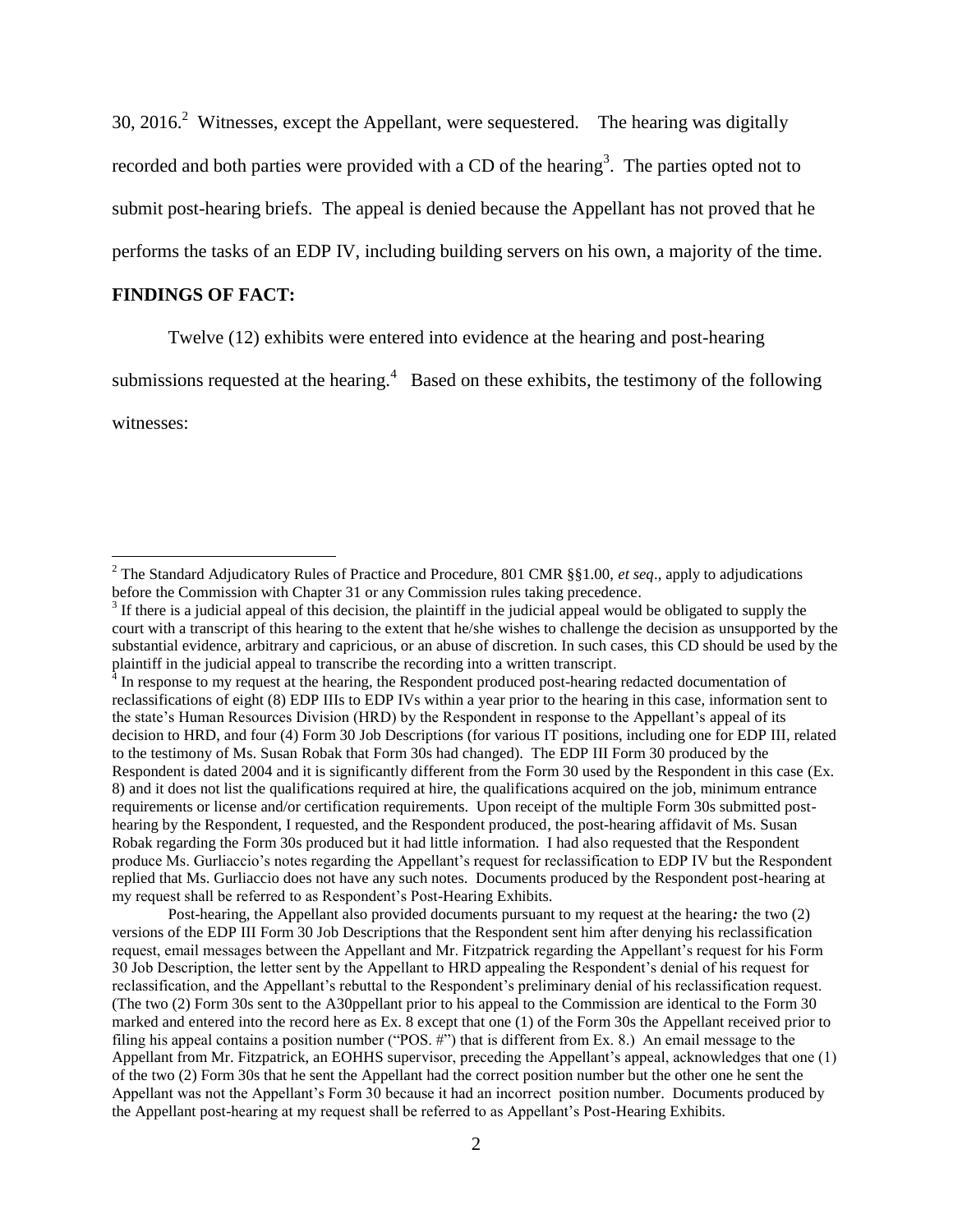30, 2016.[2] Witnesses, except the Appellant, were sequestered. The hearing was digitally recorded and both parties were provided with a CD of the hearing[3]. The parties opted not to submit post-hearing briefs. The appeal is denied because the Appellant has not proved that he performs the tasks of an EDP IV, including building servers on his own, a majority of the time.

**FINDINGS OF FACT:**

Twelve (12) exhibits were entered into evidence at the hearing and post-hearing submissions requested at the hearing.[4] Based on these exhibits, the testimony of the following witnesses:

---

[2] The Standard Adjudicatory Rules of Practice and Procedure, 801 CMR §§1.00, *et seq*., apply to adjudications before the Commission with Chapter 31 or any Commission rules taking precedence.

[3] If there is a judicial appeal of this decision, the plaintiff in the judicial appeal would be obligated to supply the court with a transcript of this hearing to the extent that he/she wishes to challenge the decision as unsupported by the substantial evidence, arbitrary and capricious, or an abuse of discretion. In such cases, this CD should be used by the plaintiff in the judicial appeal to transcribe the recording into a written transcript.

[4] In response to my request at the hearing, the Respondent produced post-hearing redacted documentation of reclassifications of eight (8) EDP IIIs to EDP IVs within a year prior to the hearing in this case, information sent to the state's Human Resources Division (HRD) by the Respondent in response to the Appellant's appeal of its decision to HRD, and four (4) Form 30 Job Descriptions (for various IT positions, including one for EDP III, related to the testimony of Ms. Susan Robak that Form 30s had changed). The EDP III Form 30 produced by the Respondent is dated 2004 and it is significantly different from the Form 30 used by the Respondent in this case (Ex. 8) and it does not list the qualifications required at hire, the qualifications acquired on the job, minimum entrance requirements or license and/or certification requirements. Upon receipt of the multiple Form 30s submitted post-hearing by the Respondent, I requested, and the Respondent produced, the post-hearing affidavit of Ms. Susan Robak regarding the Form 30s produced but it had little information. I had also requested that the Respondent produce Ms. Gurliaccio's notes regarding the Appellant's request for reclassification to EDP IV but the Respondent replied that Ms. Gurliaccio does not have any such notes. Documents produced by the Respondent post-hearing at my request shall be referred to as Respondent's Post-Hearing Exhibits.

Post-hearing, the Appellant also provided documents pursuant to my request at the hearing***:*** the two (2) versions of the EDP III Form 30 Job Descriptions that the Respondent sent him after denying his reclassification request, email messages between the Appellant and Mr. Fitzpatrick regarding the Appellant's request for his Form 30 Job Description, the letter sent by the Appellant to HRD appealing the Respondent's denial of his request for reclassification, and the Appellant's rebuttal to the Respondent's preliminary denial of his reclassification request. (The two (2) Form 30s sent to the A30ppellant prior to his appeal to the Commission are identical to the Form 30 marked and entered into the record here as Ex. 8 except that one (1) of the Form 30s the Appellant received prior to filing his appeal contains a position number ("POS. #") that is different from Ex. 8.) An email message to the Appellant from Mr. Fitzpatrick, an EOHHS supervisor, preceding the Appellant's appeal, acknowledges that one (1) of the two (2) Form 30s that he sent the Appellant had the correct position number but the other one he sent the Appellant was not the Appellant's Form 30 because it had an incorrect position number. Documents produced by the Appellant post-hearing at my request shall be referred to as Appellant's Post-Hearing Exhibits.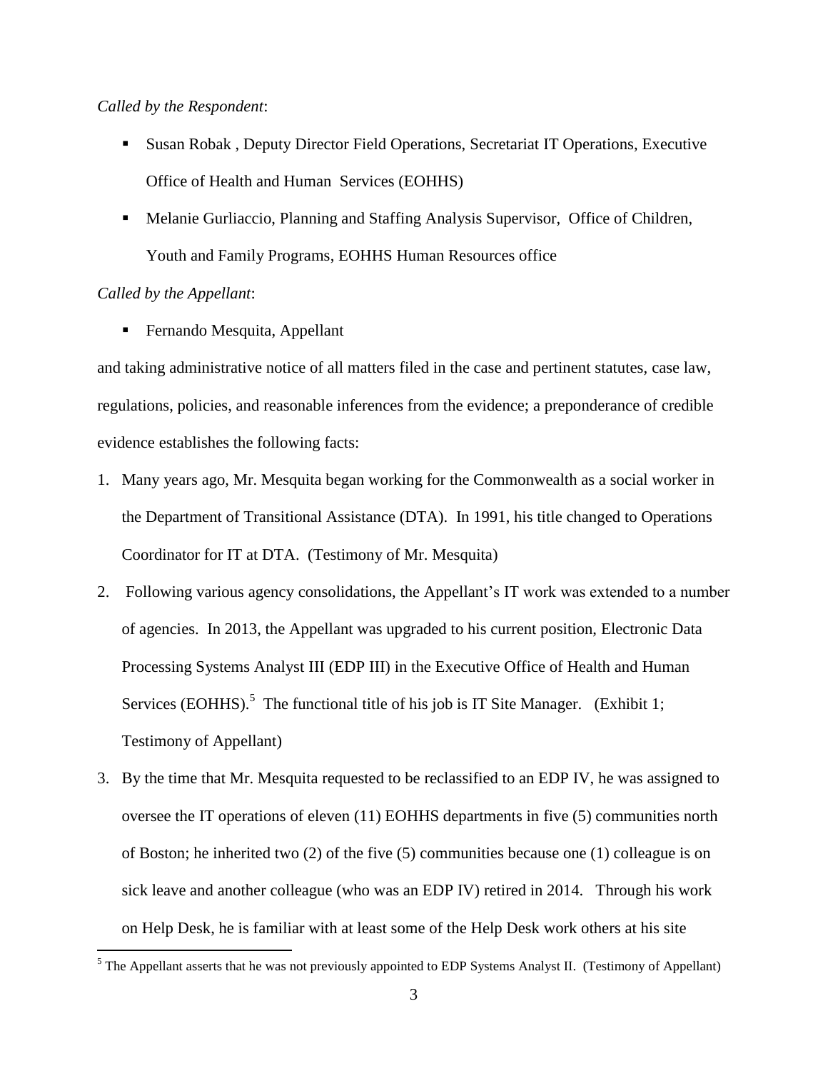*Called by the Respondent*:

- Susan Robak , Deputy Director Field Operations, Secretariat IT Operations, Executive Office of Health and Human Services (EOHHS)
- Melanie Gurliaccio, Planning and Staffing Analysis Supervisor, Office of Children, Youth and Family Programs, EOHHS Human Resources office

*Called by the Appellant*:

- Fernando Mesquita, Appellant

and taking administrative notice of all matters filed in the case and pertinent statutes, case law, regulations, policies, and reasonable inferences from the evidence; a preponderance of credible evidence establishes the following facts:

1. Many years ago, Mr. Mesquita began working for the Commonwealth as a social worker in the Department of Transitional Assistance (DTA). In 1991, his title changed to Operations Coordinator for IT at DTA. (Testimony of Mr. Mesquita)
2. Following various agency consolidations, the Appellant's IT work was extended to a number of agencies. In 2013, the Appellant was upgraded to his current position, Electronic Data Processing Systems Analyst III (EDP III) in the Executive Office of Health and Human Services (EOHHS).[5] The functional title of his job is IT Site Manager. (Exhibit 1; Testimony of Appellant)
3. By the time that Mr. Mesquita requested to be reclassified to an EDP IV, he was assigned to oversee the IT operations of eleven (11) EOHHS departments in five (5) communities north of Boston; he inherited two (2) of the five (5) communities because one (1) colleague is on sick leave and another colleague (who was an EDP IV) retired in 2014. Through his work on Help Desk, he is familiar with at least some of the Help Desk work others at his site

[5] The Appellant asserts that he was not previously appointed to EDP Systems Analyst II. (Testimony of Appellant)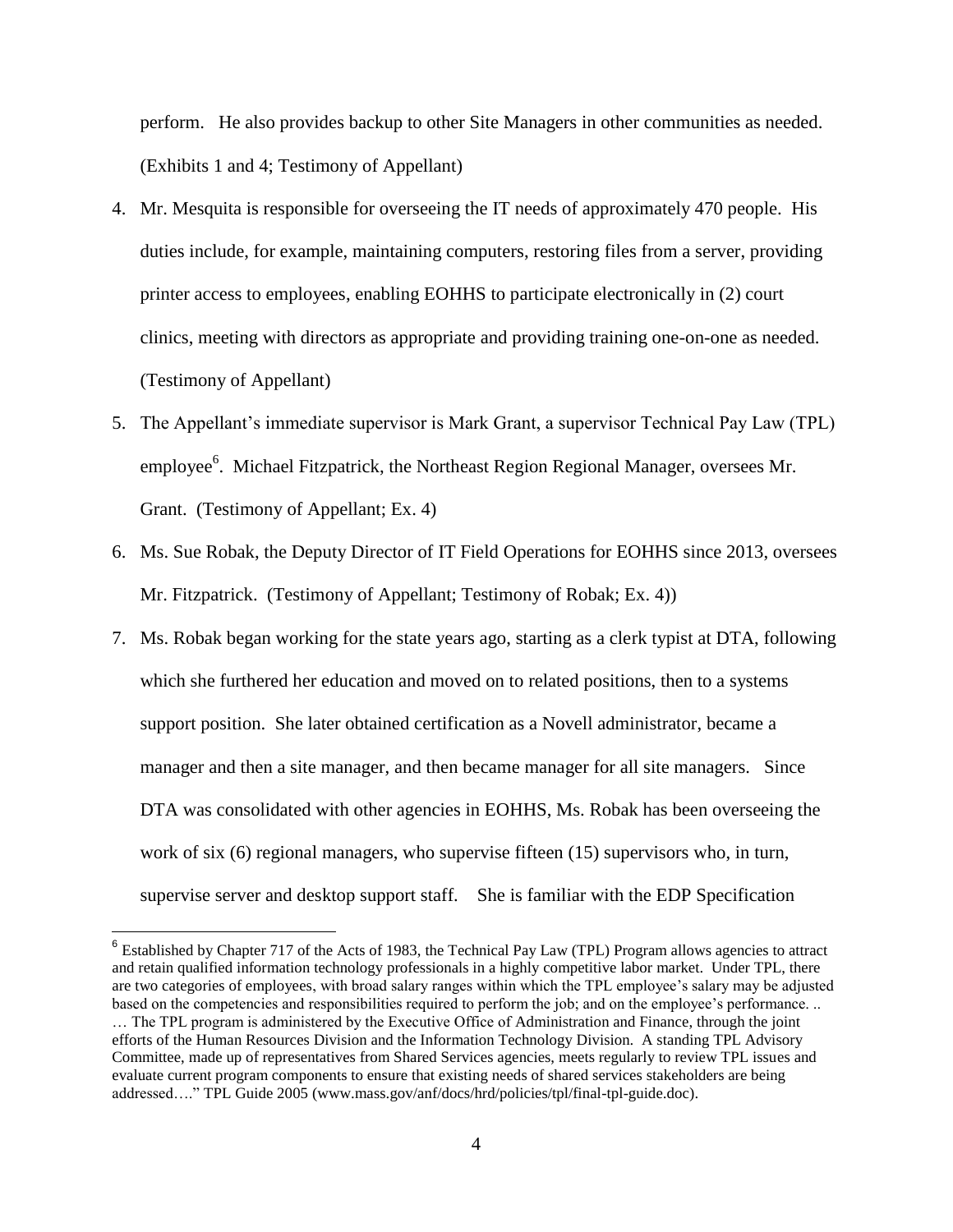perform. He also provides backup to other Site Managers in other communities as needed. (Exhibits 1 and 4; Testimony of Appellant)

4. Mr. Mesquita is responsible for overseeing the IT needs of approximately 470 people. His duties include, for example, maintaining computers, restoring files from a server, providing printer access to employees, enabling EOHHS to participate electronically in (2) court clinics, meeting with directors as appropriate and providing training one-on-one as needed. (Testimony of Appellant)
5. The Appellant's immediate supervisor is Mark Grant, a supervisor Technical Pay Law (TPL) employee[6]. Michael Fitzpatrick, the Northeast Region Regional Manager, oversees Mr. Grant. (Testimony of Appellant; Ex. 4)
6. Ms. Sue Robak, the Deputy Director of IT Field Operations for EOHHS since 2013, oversees Mr. Fitzpatrick. (Testimony of Appellant; Testimony of Robak; Ex. 4))
7. Ms. Robak began working for the state years ago, starting as a clerk typist at DTA, following which she furthered her education and moved on to related positions, then to a systems support position. She later obtained certification as a Novell administrator, became a manager and then a site manager, and then became manager for all site managers. Since DTA was consolidated with other agencies in EOHHS, Ms. Robak has been overseeing the work of six (6) regional managers, who supervise fifteen (15) supervisors who, in turn, supervise server and desktop support staff. She is familiar with the EDP Specification

---

[6] Established by Chapter 717 of the Acts of 1983, the Technical Pay Law (TPL) Program allows agencies to attract and retain qualified information technology professionals in a highly competitive labor market. Under TPL, there are two categories of employees, with broad salary ranges within which the TPL employee's salary may be adjusted based on the competencies and responsibilities required to perform the job; and on the employee's performance. .. … The TPL program is administered by the Executive Office of Administration and Finance, through the joint efforts of the Human Resources Division and the Information Technology Division. A standing TPL Advisory Committee, made up of representatives from Shared Services agencies, meets regularly to review TPL issues and evaluate current program components to ensure that existing needs of shared services stakeholders are being addressed…." TPL Guide 2005 (www.mass.gov/anf/docs/hrd/policies/tpl/final-tpl-guide.doc).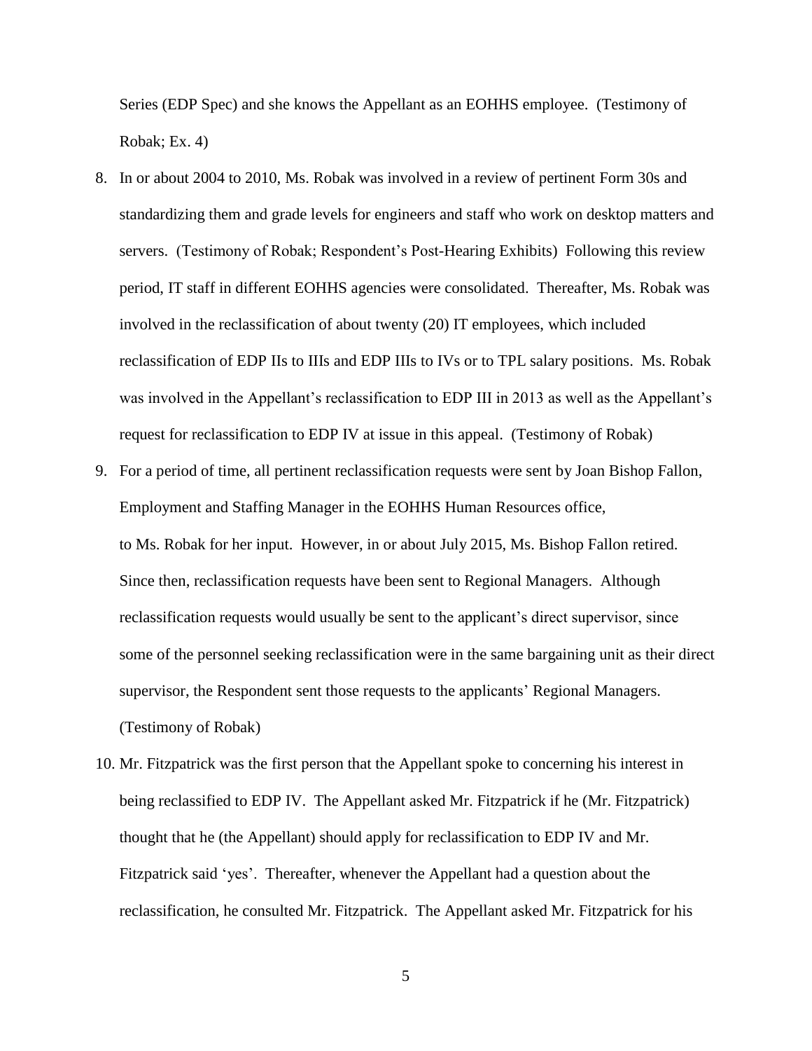Series (EDP Spec) and she knows the Appellant as an EOHHS employee. (Testimony of Robak; Ex. 4)

8. In or about 2004 to 2010, Ms. Robak was involved in a review of pertinent Form 30s and standardizing them and grade levels for engineers and staff who work on desktop matters and servers. (Testimony of Robak; Respondent's Post-Hearing Exhibits) Following this review period, IT staff in different EOHHS agencies were consolidated. Thereafter, Ms. Robak was involved in the reclassification of about twenty (20) IT employees, which included reclassification of EDP IIs to IIIs and EDP IIIs to IVs or to TPL salary positions. Ms. Robak was involved in the Appellant's reclassification to EDP III in 2013 as well as the Appellant's request for reclassification to EDP IV at issue in this appeal. (Testimony of Robak)

9. For a period of time, all pertinent reclassification requests were sent by Joan Bishop Fallon, Employment and Staffing Manager in the EOHHS Human Resources office, to Ms. Robak for her input. However, in or about July 2015, Ms. Bishop Fallon retired. Since then, reclassification requests have been sent to Regional Managers. Although reclassification requests would usually be sent to the applicant's direct supervisor, since some of the personnel seeking reclassification were in the same bargaining unit as their direct supervisor, the Respondent sent those requests to the applicants' Regional Managers. (Testimony of Robak)

10. Mr. Fitzpatrick was the first person that the Appellant spoke to concerning his interest in being reclassified to EDP IV. The Appellant asked Mr. Fitzpatrick if he (Mr. Fitzpatrick) thought that he (the Appellant) should apply for reclassification to EDP IV and Mr. Fitzpatrick said 'yes'. Thereafter, whenever the Appellant had a question about the reclassification, he consulted Mr. Fitzpatrick. The Appellant asked Mr. Fitzpatrick for his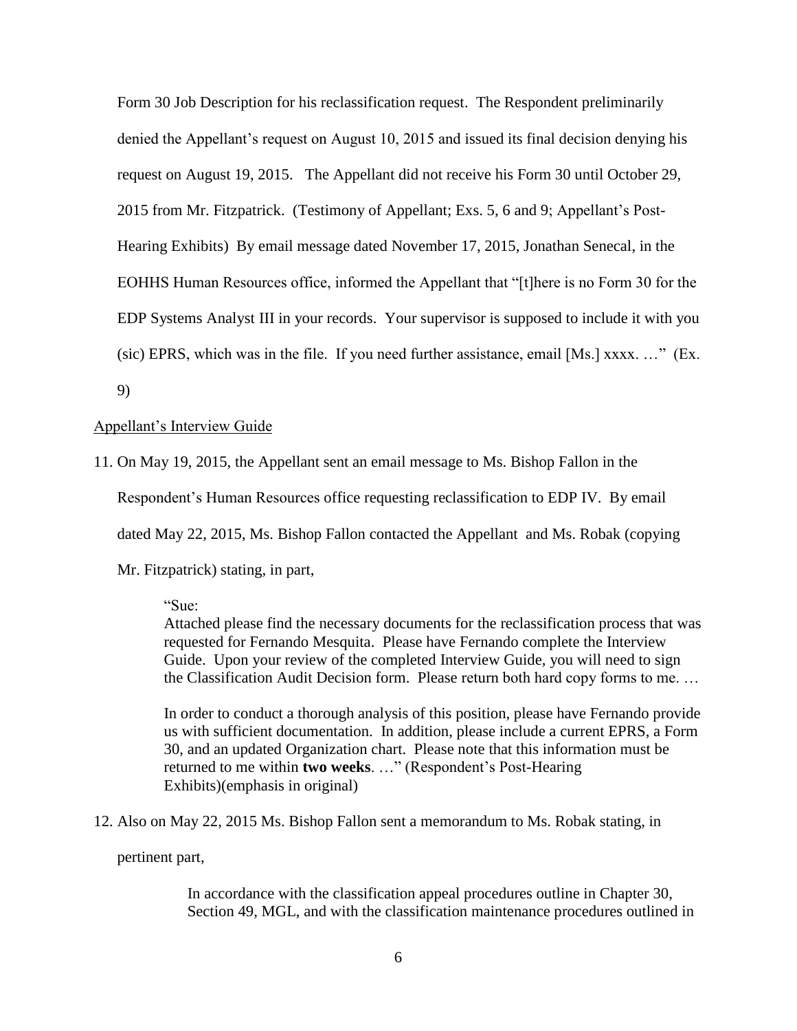Form 30 Job Description for his reclassification request. The Respondent preliminarily denied the Appellant's request on August 10, 2015 and issued its final decision denying his request on August 19, 2015. The Appellant did not receive his Form 30 until October 29, 2015 from Mr. Fitzpatrick. (Testimony of Appellant; Exs. 5, 6 and 9; Appellant's Post-Hearing Exhibits) By email message dated November 17, 2015, Jonathan Senecal, in the EOHHS Human Resources office, informed the Appellant that "[t]here is no Form 30 for the EDP Systems Analyst III in your records. Your supervisor is supposed to include it with you (sic) EPRS, which was in the file. If you need further assistance, email [Ms.] xxxx. …" (Ex. 9)

<u>Appellant's Interview Guide</u>

11. On May 19, 2015, the Appellant sent an email message to Ms. Bishop Fallon in the Respondent's Human Resources office requesting reclassification to EDP IV. By email dated May 22, 2015, Ms. Bishop Fallon contacted the Appellant and Ms. Robak (copying Mr. Fitzpatrick) stating, in part,

> "Sue:
> Attached please find the necessary documents for the reclassification process that was requested for Fernando Mesquita. Please have Fernando complete the Interview Guide. Upon your review of the completed Interview Guide, you will need to sign the Classification Audit Decision form. Please return both hard copy forms to me. …
>
> In order to conduct a thorough analysis of this position, please have Fernando provide us with sufficient documentation. In addition, please include a current EPRS, a Form 30, and an updated Organization chart. Please note that this information must be returned to me within **two weeks**. …" (Respondent's Post-Hearing Exhibits)(emphasis in original)

12. Also on May 22, 2015 Ms. Bishop Fallon sent a memorandum to Ms. Robak stating, in pertinent part,

> In accordance with the classification appeal procedures outline in Chapter 30, Section 49, MGL, and with the classification maintenance procedures outlined in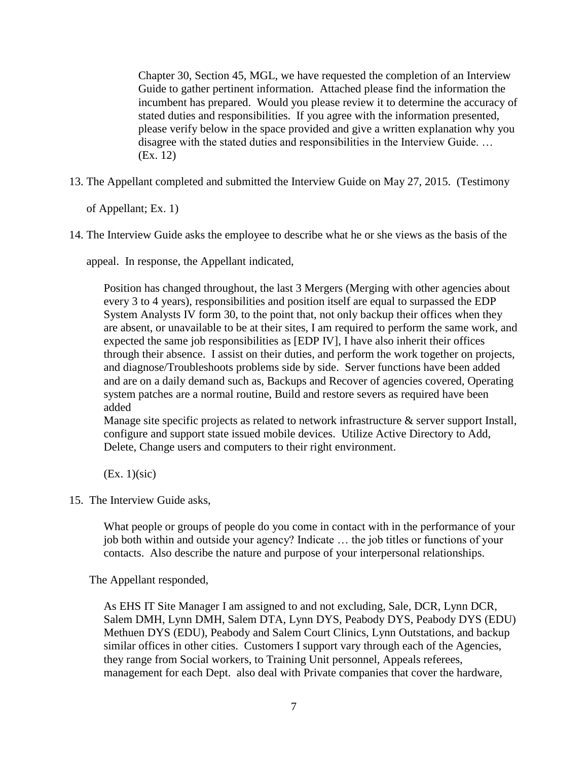> Chapter 30, Section 45, MGL, we have requested the completion of an Interview Guide to gather pertinent information. Attached please find the information the incumbent has prepared. Would you please review it to determine the accuracy of stated duties and responsibilities. If you agree with the information presented, please verify below in the space provided and give a written explanation why you disagree with the stated duties and responsibilities in the Interview Guide. … (Ex. 12)

13. The Appellant completed and submitted the Interview Guide on May 27, 2015. (Testimony of Appellant; Ex. 1)

14. The Interview Guide asks the employee to describe what he or she views as the basis of the appeal. In response, the Appellant indicated,

> Position has changed throughout, the last 3 Mergers (Merging with other agencies about every 3 to 4 years), responsibilities and position itself are equal to surpassed the EDP System Analysts IV form 30, to the point that, not only backup their offices when they are absent, or unavailable to be at their sites, I am required to perform the same work, and expected the same job responsibilities as [EDP IV], I have also inherit their offices through their absence. I assist on their duties, and perform the work together on projects, and diagnose/Troubleshoots problems side by side. Server functions have been added and are on a daily demand such as, Backups and Recover of agencies covered, Operating system patches are a normal routine, Build and restore severs as required have been added
> Manage site specific projects as related to network infrastructure & server support Install, configure and support state issued mobile devices. Utilize Active Directory to Add, Delete, Change users and computers to their right environment.
>
> (Ex. 1)(sic)

15. The Interview Guide asks,

> What people or groups of people do you come in contact with in the performance of your job both within and outside your agency? Indicate … the job titles or functions of your contacts. Also describe the nature and purpose of your interpersonal relationships.

The Appellant responded,

> As EHS IT Site Manager I am assigned to and not excluding, Sale, DCR, Lynn DCR, Salem DMH, Lynn DMH, Salem DTA, Lynn DYS, Peabody DYS, Peabody DYS (EDU) Methuen DYS (EDU), Peabody and Salem Court Clinics, Lynn Outstations, and backup similar offices in other cities. Customers I support vary through each of the Agencies, they range from Social workers, to Training Unit personnel, Appeals referees, management for each Dept. also deal with Private companies that cover the hardware,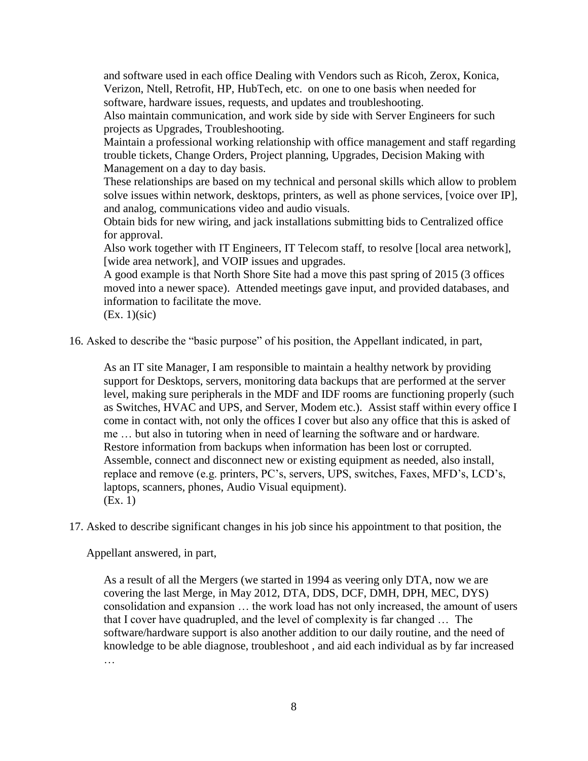and software used in each office Dealing with Vendors such as Ricoh, Zerox, Konica, Verizon, Ntell, Retrofit, HP, HubTech, etc. on one to one basis when needed for software, hardware issues, requests, and updates and troubleshooting.
Also maintain communication, and work side by side with Server Engineers for such projects as Upgrades, Troubleshooting.
Maintain a professional working relationship with office management and staff regarding trouble tickets, Change Orders, Project planning, Upgrades, Decision Making with Management on a day to day basis.
These relationships are based on my technical and personal skills which allow to problem solve issues within network, desktops, printers, as well as phone services, [voice over IP], and analog, communications video and audio visuals.
Obtain bids for new wiring, and jack installations submitting bids to Centralized office for approval.
Also work together with IT Engineers, IT Telecom staff, to resolve [local area network], [wide area network], and VOIP issues and upgrades.
A good example is that North Shore Site had a move this past spring of 2015 (3 offices moved into a newer space). Attended meetings gave input, and provided databases, and information to facilitate the move.
(Ex. 1)(sic)

16. Asked to describe the "basic purpose" of his position, the Appellant indicated, in part,

> As an IT site Manager, I am responsible to maintain a healthy network by providing support for Desktops, servers, monitoring data backups that are performed at the server level, making sure peripherals in the MDF and IDF rooms are functioning properly (such as Switches, HVAC and UPS, and Server, Modem etc.). Assist staff within every office I come in contact with, not only the offices I cover but also any office that this is asked of me … but also in tutoring when in need of learning the software and or hardware. Restore information from backups when information has been lost or corrupted. Assemble, connect and disconnect new or existing equipment as needed, also install, replace and remove (e.g. printers, PC's, servers, UPS, switches, Faxes, MFD's, LCD's, laptops, scanners, phones, Audio Visual equipment).
> (Ex. 1)

17. Asked to describe significant changes in his job since his appointment to that position, the Appellant answered, in part,

> As a result of all the Mergers (we started in 1994 as veering only DTA, now we are covering the last Merge, in May 2012, DTA, DDS, DCF, DMH, DPH, MEC, DYS) consolidation and expansion … the work load has not only increased, the amount of users that I cover have quadrupled, and the level of complexity is far changed … The software/hardware support is also another addition to our daily routine, and the need of knowledge to be able diagnose, troubleshoot , and aid each individual as by far increased
> …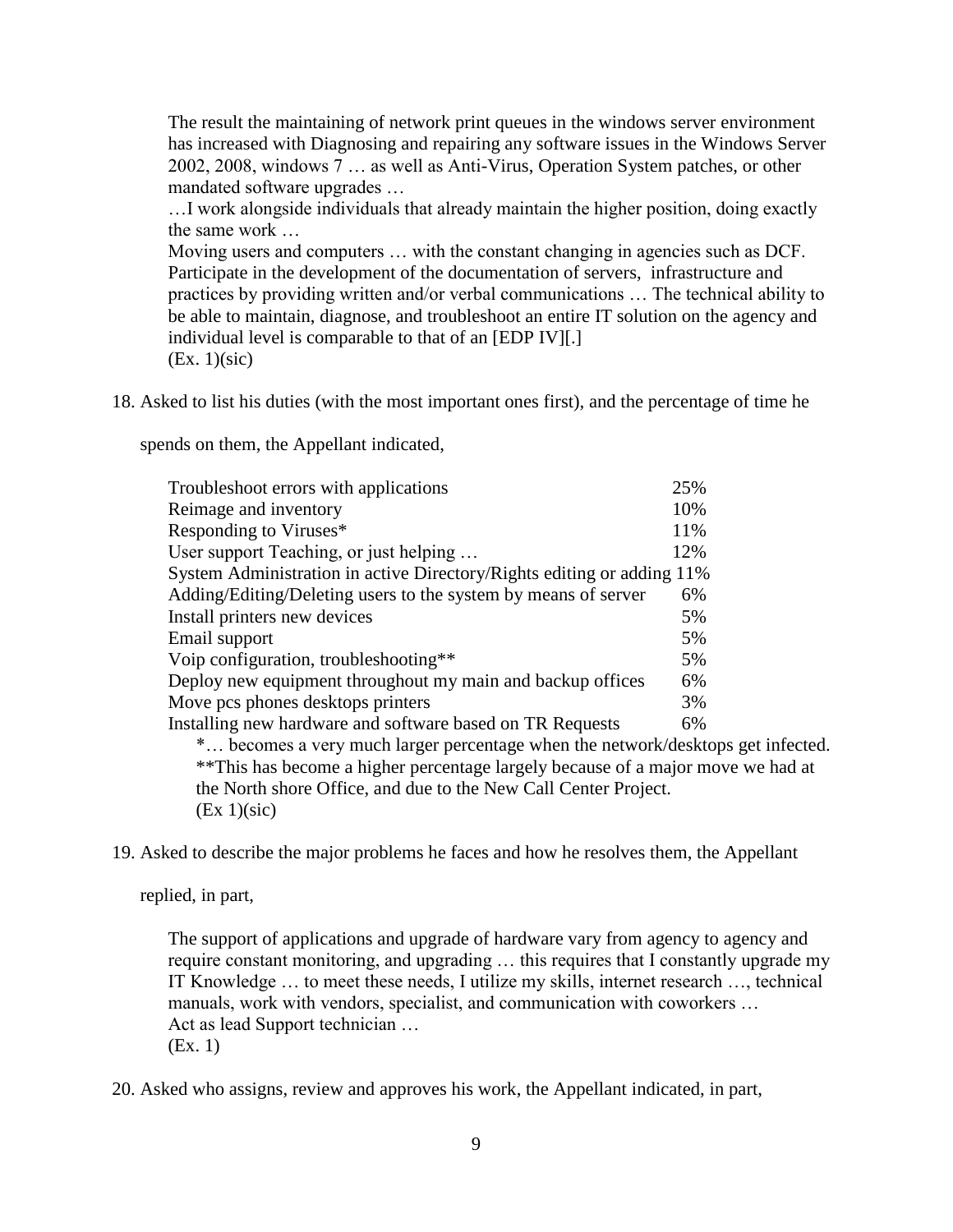The result the maintaining of network print queues in the windows server environment has increased with Diagnosing and repairing any software issues in the Windows Server 2002, 2008, windows 7 … as well as Anti-Virus, Operation System patches, or other mandated software upgrades …
…I work alongside individuals that already maintain the higher position, doing exactly the same work …
Moving users and computers … with the constant changing in agencies such as DCF. Participate in the development of the documentation of servers, infrastructure and practices by providing written and/or verbal communications … The technical ability to be able to maintain, diagnose, and troubleshoot an entire IT solution on the agency and individual level is comparable to that of an [EDP IV][.]
(Ex. 1)(sic)

18. Asked to list his duties (with the most important ones first), and the percentage of time he spends on them, the Appellant indicated,

| Duty | Percentage |
|---|---|
| Troubleshoot errors with applications | 25% |
| Reimage and inventory | 10% |
| Responding to Viruses* | 11% |
| User support Teaching, or just helping … | 12% |
| System Administration in active Directory/Rights editing or adding | 11% |
| Adding/Editing/Deleting users to the system by means of server | 6% |
| Install printers new devices | 5% |
| Email support | 5% |
| Voip configuration, troubleshooting** | 5% |
| Deploy new equipment throughout my main and backup offices | 6% |
| Move pcs phones desktops printers | 3% |
| Installing new hardware and software based on TR Requests | 6% |

*… becomes a very much larger percentage when the network/desktops get infected.
**This has become a higher percentage largely because of a major move we had at the North shore Office, and due to the New Call Center Project.
(Ex 1)(sic)

19. Asked to describe the major problems he faces and how he resolves them, the Appellant replied, in part,

The support of applications and upgrade of hardware vary from agency to agency and require constant monitoring, and upgrading … this requires that I constantly upgrade my IT Knowledge … to meet these needs, I utilize my skills, internet research …, technical manuals, work with vendors, specialist, and communication with coworkers …
Act as lead Support technician …
(Ex. 1)

20. Asked who assigns, review and approves his work, the Appellant indicated, in part,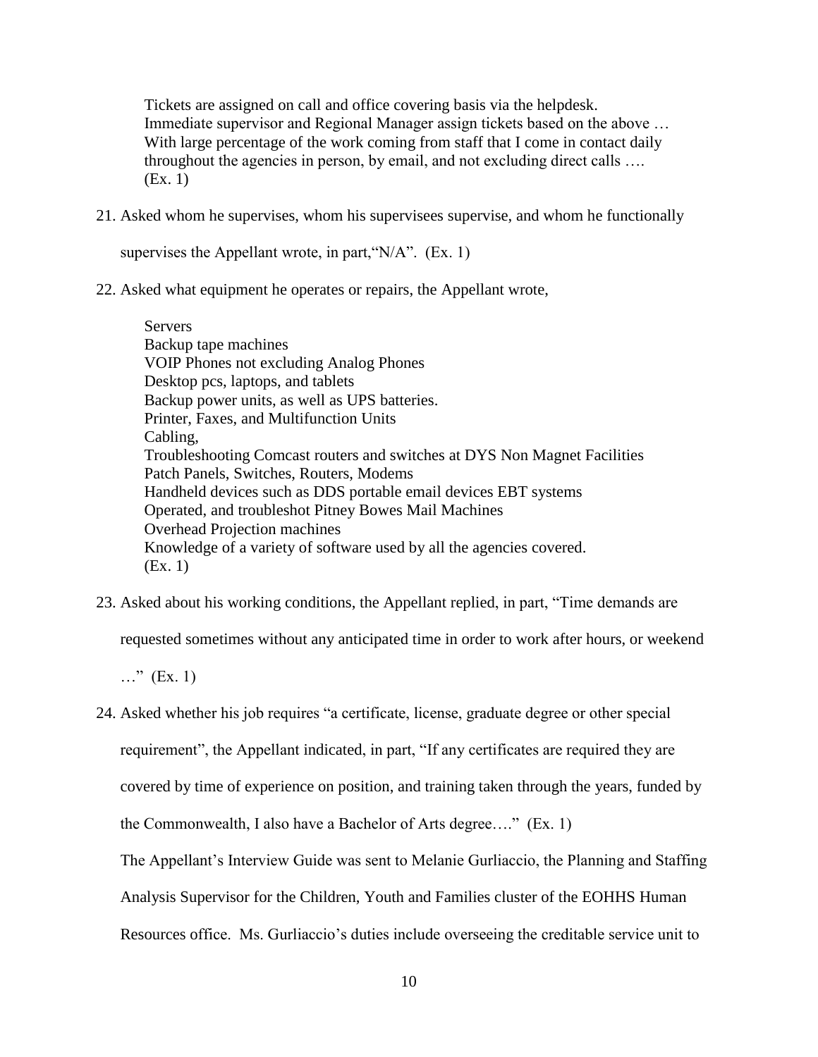> Tickets are assigned on call and office covering basis via the helpdesk.
> Immediate supervisor and Regional Manager assign tickets based on the above …
> With large percentage of the work coming from staff that I come in contact daily throughout the agencies in person, by email, and not excluding direct calls ….
> (Ex. 1)

21. Asked whom he supervises, whom his supervisees supervise, and whom he functionally supervises the Appellant wrote, in part,"N/A". (Ex. 1)

22. Asked what equipment he operates or repairs, the Appellant wrote,

> Servers
> Backup tape machines
> VOIP Phones not excluding Analog Phones
> Desktop pcs, laptops, and tablets
> Backup power units, as well as UPS batteries.
> Printer, Faxes, and Multifunction Units
> Cabling,
> Troubleshooting Comcast routers and switches at DYS Non Magnet Facilities
> Patch Panels, Switches, Routers, Modems
> Handheld devices such as DDS portable email devices EBT systems
> Operated, and troubleshot Pitney Bowes Mail Machines
> Overhead Projection machines
> Knowledge of a variety of software used by all the agencies covered.
> (Ex. 1)

23. Asked about his working conditions, the Appellant replied, in part, "Time demands are requested sometimes without any anticipated time in order to work after hours, or weekend …" (Ex. 1)

24. Asked whether his job requires "a certificate, license, graduate degree or other special requirement", the Appellant indicated, in part, "If any certificates are required they are covered by time of experience on position, and training taken through the years, funded by the Commonwealth, I also have a Bachelor of Arts degree…." (Ex. 1)

The Appellant's Interview Guide was sent to Melanie Gurliaccio, the Planning and Staffing Analysis Supervisor for the Children, Youth and Families cluster of the EOHHS Human Resources office. Ms. Gurliaccio's duties include overseeing the creditable service unit to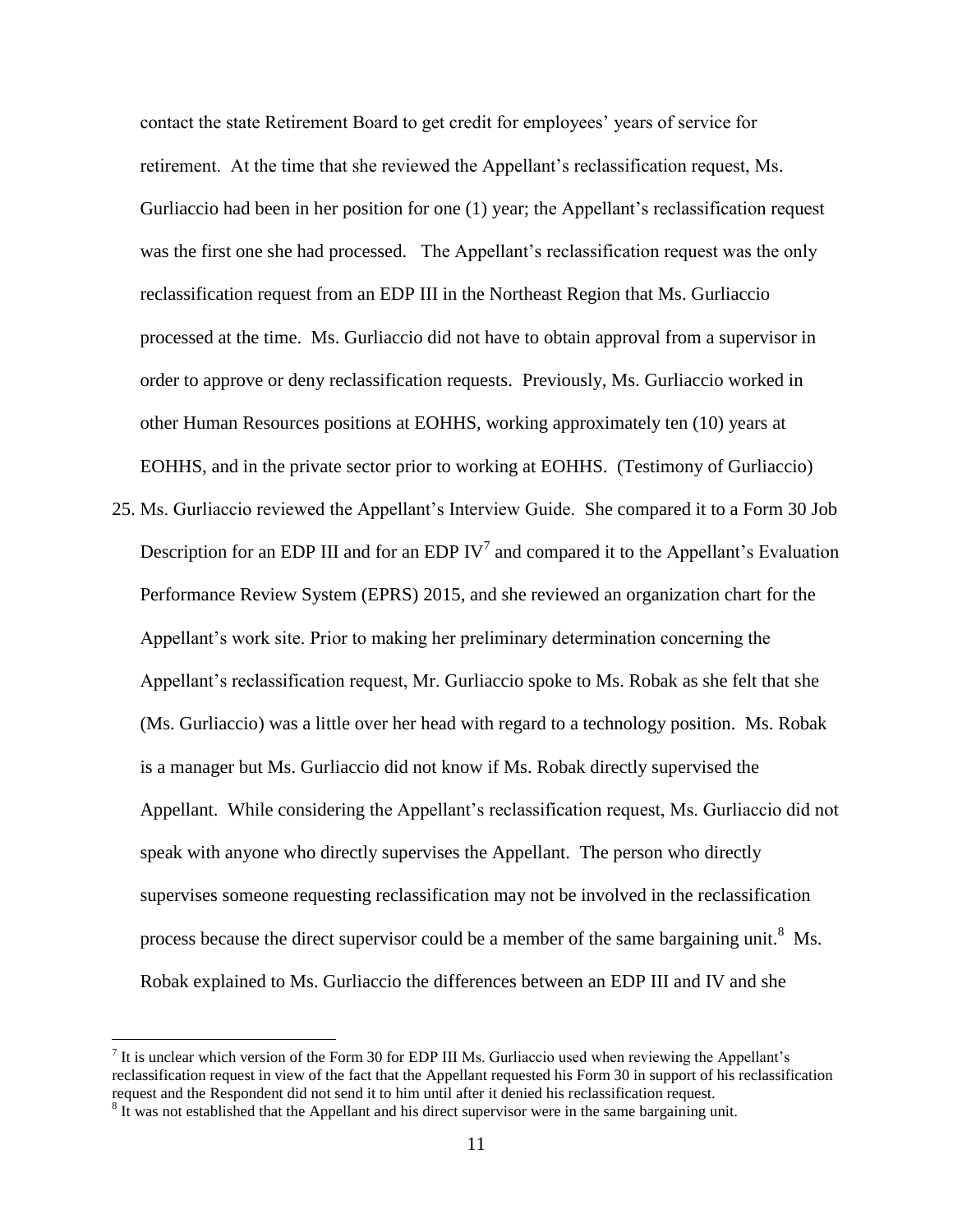contact the state Retirement Board to get credit for employees' years of service for retirement. At the time that she reviewed the Appellant's reclassification request, Ms. Gurliaccio had been in her position for one (1) year; the Appellant's reclassification request was the first one she had processed. The Appellant's reclassification request was the only reclassification request from an EDP III in the Northeast Region that Ms. Gurliaccio processed at the time. Ms. Gurliaccio did not have to obtain approval from a supervisor in order to approve or deny reclassification requests. Previously, Ms. Gurliaccio worked in other Human Resources positions at EOHHS, working approximately ten (10) years at EOHHS, and in the private sector prior to working at EOHHS. (Testimony of Gurliaccio)

25. Ms. Gurliaccio reviewed the Appellant's Interview Guide. She compared it to a Form 30 Job Description for an EDP III and for an EDP IV[7] and compared it to the Appellant's Evaluation Performance Review System (EPRS) 2015, and she reviewed an organization chart for the Appellant's work site. Prior to making her preliminary determination concerning the Appellant's reclassification request, Mr. Gurliaccio spoke to Ms. Robak as she felt that she (Ms. Gurliaccio) was a little over her head with regard to a technology position. Ms. Robak is a manager but Ms. Gurliaccio did not know if Ms. Robak directly supervised the Appellant. While considering the Appellant's reclassification request, Ms. Gurliaccio did not speak with anyone who directly supervises the Appellant. The person who directly supervises someone requesting reclassification may not be involved in the reclassification process because the direct supervisor could be a member of the same bargaining unit.[8] Ms. Robak explained to Ms. Gurliaccio the differences between an EDP III and IV and she

[7] It is unclear which version of the Form 30 for EDP III Ms. Gurliaccio used when reviewing the Appellant's reclassification request in view of the fact that the Appellant requested his Form 30 in support of his reclassification request and the Respondent did not send it to him until after it denied his reclassification request.

[8] It was not established that the Appellant and his direct supervisor were in the same bargaining unit.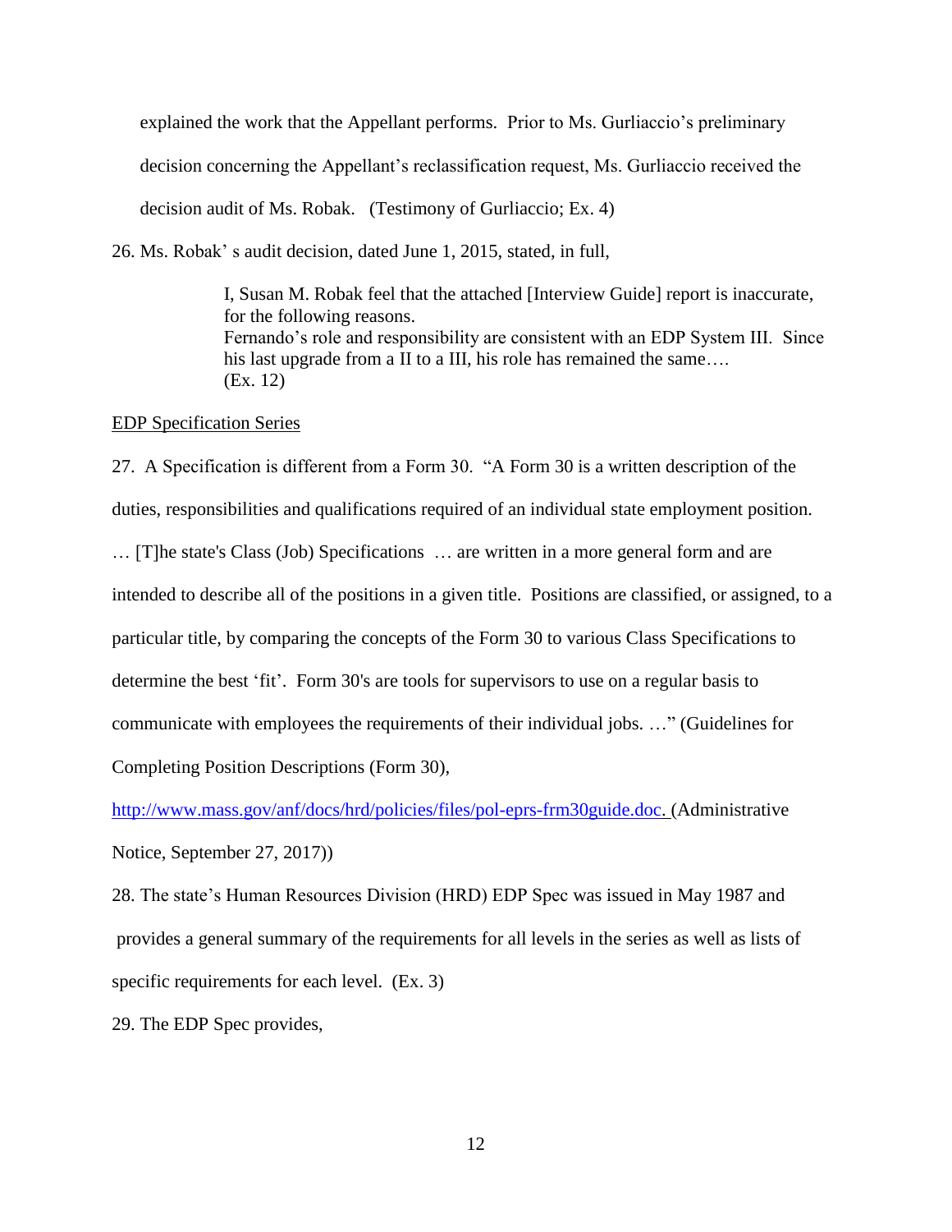explained the work that the Appellant performs. Prior to Ms. Gurliaccio's preliminary decision concerning the Appellant's reclassification request, Ms. Gurliaccio received the decision audit of Ms. Robak. (Testimony of Gurliaccio; Ex. 4)

26. Ms. Robak' s audit decision, dated June 1, 2015, stated, in full,

> I, Susan M. Robak feel that the attached [Interview Guide] report is inaccurate, for the following reasons.
> Fernando's role and responsibility are consistent with an EDP System III. Since his last upgrade from a II to a III, his role has remained the same….
> (Ex. 12)

EDP Specification Series

27. A Specification is different from a Form 30. "A Form 30 is a written description of the duties, responsibilities and qualifications required of an individual state employment position. … [T]he state's Class (Job) Specifications … are written in a more general form and are intended to describe all of the positions in a given title. Positions are classified, or assigned, to a particular title, by comparing the concepts of the Form 30 to various Class Specifications to determine the best 'fit'. Form 30's are tools for supervisors to use on a regular basis to communicate with employees the requirements of their individual jobs. …" (Guidelines for Completing Position Descriptions (Form 30), http://www.mass.gov/anf/docs/hrd/policies/files/pol-eprs-frm30guide.doc. (Administrative Notice, September 27, 2017))

28. The state's Human Resources Division (HRD) EDP Spec was issued in May 1987 and provides a general summary of the requirements for all levels in the series as well as lists of specific requirements for each level. (Ex. 3)

29. The EDP Spec provides,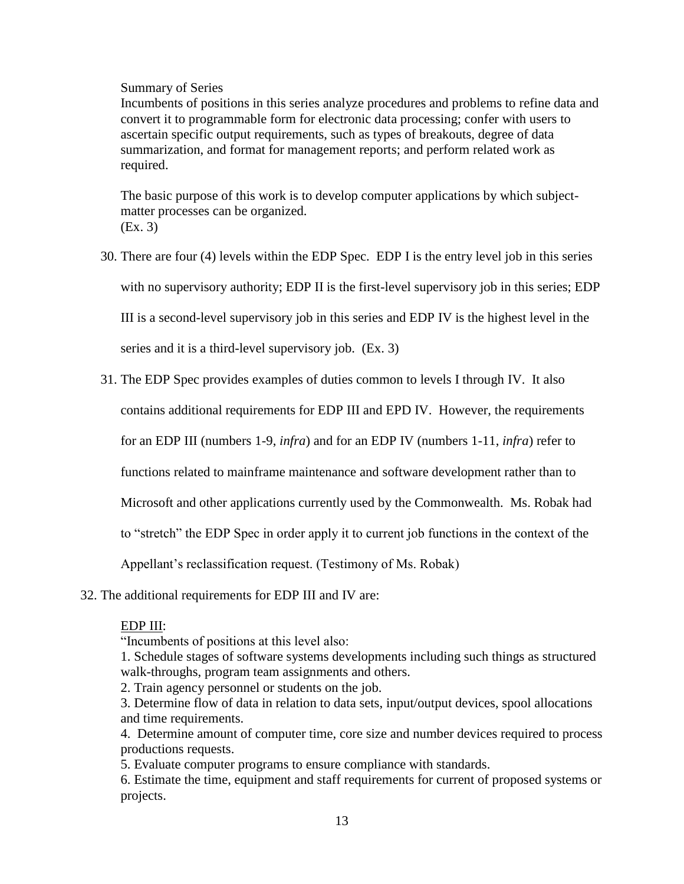Summary of Series

Incumbents of positions in this series analyze procedures and problems to refine data and convert it to programmable form for electronic data processing; confer with users to ascertain specific output requirements, such as types of breakouts, degree of data summarization, and format for management reports; and perform related work as required.

The basic purpose of this work is to develop computer applications by which subject-matter processes can be organized.
(Ex. 3)

30. There are four (4) levels within the EDP Spec. EDP I is the entry level job in this series with no supervisory authority; EDP II is the first-level supervisory job in this series; EDP III is a second-level supervisory job in this series and EDP IV is the highest level in the series and it is a third-level supervisory job. (Ex. 3)

31. The EDP Spec provides examples of duties common to levels I through IV. It also contains additional requirements for EDP III and EPD IV. However, the requirements for an EDP III (numbers 1-9, *infra*) and for an EDP IV (numbers 1-11, *infra*) refer to functions related to mainframe maintenance and software development rather than to Microsoft and other applications currently used by the Commonwealth. Ms. Robak had to "stretch" the EDP Spec in order apply it to current job functions in the context of the Appellant's reclassification request. (Testimony of Ms. Robak)

32. The additional requirements for EDP III and IV are:

<u>EDP III</u>:

"Incumbents of positions at this level also:

1. Schedule stages of software systems developments including such things as structured walk-throughs, program team assignments and others.
2. Train agency personnel or students on the job.
3. Determine flow of data in relation to data sets, input/output devices, spool allocations and time requirements.
4. Determine amount of computer time, core size and number devices required to process productions requests.
5. Evaluate computer programs to ensure compliance with standards.
6. Estimate the time, equipment and staff requirements for current of proposed systems or projects.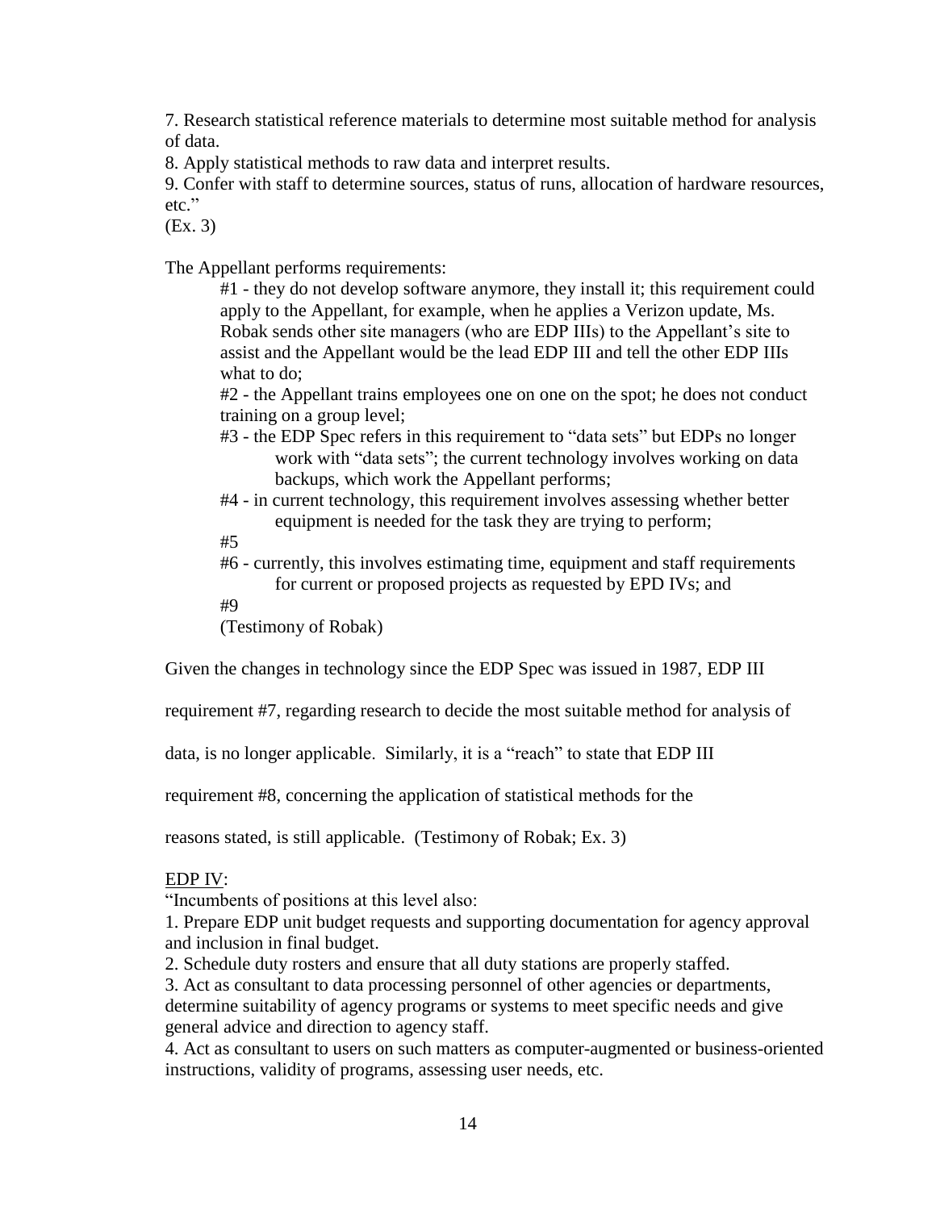7. Research statistical reference materials to determine most suitable method for analysis of data.
8. Apply statistical methods to raw data and interpret results.
9. Confer with staff to determine sources, status of runs, allocation of hardware resources, etc."
(Ex. 3)

The Appellant performs requirements:

> #1 - they do not develop software anymore, they install it; this requirement could apply to the Appellant, for example, when he applies a Verizon update, Ms. Robak sends other site managers (who are EDP IIIs) to the Appellant's site to assist and the Appellant would be the lead EDP III and tell the other EDP IIIs what to do;
>
> #2 - the Appellant trains employees one on one on the spot; he does not conduct training on a group level;
>
> #3 - the EDP Spec refers in this requirement to "data sets" but EDPs no longer work with "data sets"; the current technology involves working on data backups, which work the Appellant performs;
>
> #4 - in current technology, this requirement involves assessing whether better equipment is needed for the task they are trying to perform;
>
> #5
>
> #6 - currently, this involves estimating time, equipment and staff requirements for current or proposed projects as requested by EPD IVs; and
>
> #9
>
> (Testimony of Robak)

Given the changes in technology since the EDP Spec was issued in 1987, EDP III requirement #7, regarding research to decide the most suitable method for analysis of data, is no longer applicable. Similarly, it is a "reach" to state that EDP III requirement #8, concerning the application of statistical methods for the reasons stated, is still applicable. (Testimony of Robak; Ex. 3)

<u>EDP IV</u>:

"Incumbents of positions at this level also:
1. Prepare EDP unit budget requests and supporting documentation for agency approval and inclusion in final budget.
2. Schedule duty rosters and ensure that all duty stations are properly staffed.
3. Act as consultant to data processing personnel of other agencies or departments, determine suitability of agency programs or systems to meet specific needs and give general advice and direction to agency staff.
4. Act as consultant to users on such matters as computer-augmented or business-oriented instructions, validity of programs, assessing user needs, etc.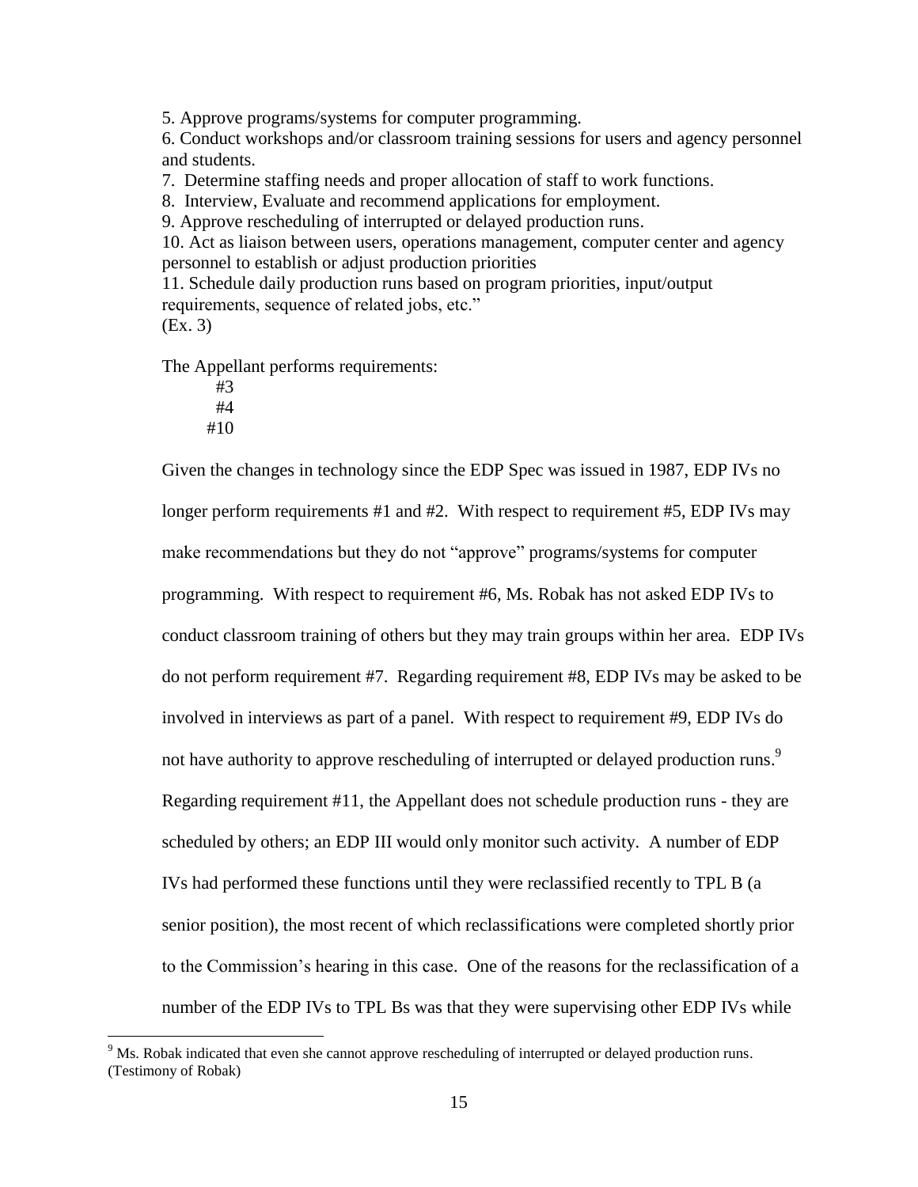5. Approve programs/systems for computer programming.
6. Conduct workshops and/or classroom training sessions for users and agency personnel and students.
7. Determine staffing needs and proper allocation of staff to work functions.
8. Interview, Evaluate and recommend applications for employment.
9. Approve rescheduling of interrupted or delayed production runs.
10. Act as liaison between users, operations management, computer center and agency personnel to establish or adjust production priorities
11. Schedule daily production runs based on program priorities, input/output requirements, sequence of related jobs, etc."
(Ex. 3)

The Appellant performs requirements:

#3
#4
#10

Given the changes in technology since the EDP Spec was issued in 1987, EDP IVs no longer perform requirements #1 and #2. With respect to requirement #5, EDP IVs may make recommendations but they do not "approve" programs/systems for computer programming. With respect to requirement #6, Ms. Robak has not asked EDP IVs to conduct classroom training of others but they may train groups within her area. EDP IVs do not perform requirement #7. Regarding requirement #8, EDP IVs may be asked to be involved in interviews as part of a panel. With respect to requirement #9, EDP IVs do not have authority to approve rescheduling of interrupted or delayed production runs.[9] Regarding requirement #11, the Appellant does not schedule production runs - they are scheduled by others; an EDP III would only monitor such activity. A number of EDP IVs had performed these functions until they were reclassified recently to TPL B (a senior position), the most recent of which reclassifications were completed shortly prior to the Commission's hearing in this case. One of the reasons for the reclassification of a number of the EDP IVs to TPL Bs was that they were supervising other EDP IVs while

[9] Ms. Robak indicated that even she cannot approve rescheduling of interrupted or delayed production runs. (Testimony of Robak)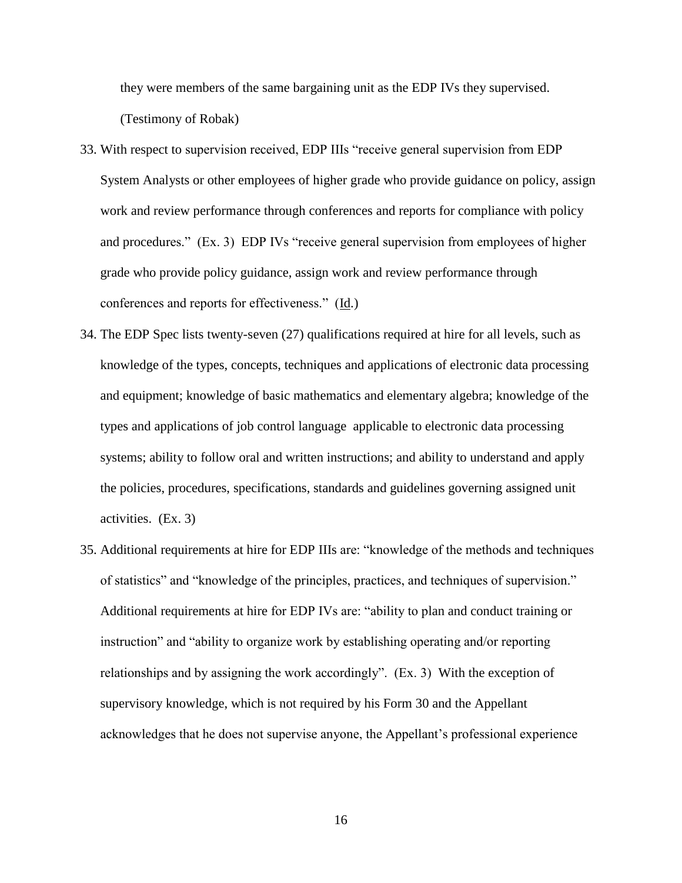they were members of the same bargaining unit as the EDP IVs they supervised. (Testimony of Robak)

33. With respect to supervision received, EDP IIIs "receive general supervision from EDP System Analysts or other employees of higher grade who provide guidance on policy, assign work and review performance through conferences and reports for compliance with policy and procedures." (Ex. 3) EDP IVs "receive general supervision from employees of higher grade who provide policy guidance, assign work and review performance through conferences and reports for effectiveness." (Id.)

34. The EDP Spec lists twenty-seven (27) qualifications required at hire for all levels, such as knowledge of the types, concepts, techniques and applications of electronic data processing and equipment; knowledge of basic mathematics and elementary algebra; knowledge of the types and applications of job control language applicable to electronic data processing systems; ability to follow oral and written instructions; and ability to understand and apply the policies, procedures, specifications, standards and guidelines governing assigned unit activities. (Ex. 3)

35. Additional requirements at hire for EDP IIIs are: "knowledge of the methods and techniques of statistics" and "knowledge of the principles, practices, and techniques of supervision." Additional requirements at hire for EDP IVs are: "ability to plan and conduct training or instruction" and "ability to organize work by establishing operating and/or reporting relationships and by assigning the work accordingly". (Ex. 3) With the exception of supervisory knowledge, which is not required by his Form 30 and the Appellant acknowledges that he does not supervise anyone, the Appellant's professional experience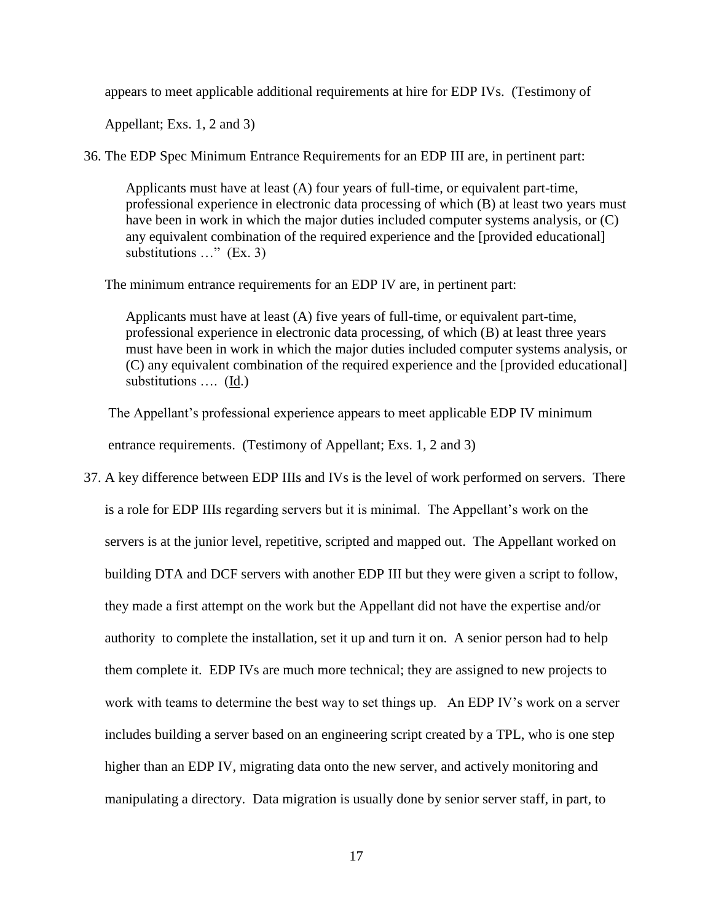appears to meet applicable additional requirements at hire for EDP IVs. (Testimony of Appellant; Exs. 1, 2 and 3)

36. The EDP Spec Minimum Entrance Requirements for an EDP III are, in pertinent part:

> Applicants must have at least (A) four years of full-time, or equivalent part-time, professional experience in electronic data processing of which (B) at least two years must have been in work in which the major duties included computer systems analysis, or (C) any equivalent combination of the required experience and the [provided educational] substitutions …" (Ex. 3)

The minimum entrance requirements for an EDP IV are, in pertinent part:

> Applicants must have at least (A) five years of full-time, or equivalent part-time, professional experience in electronic data processing, of which (B) at least three years must have been in work in which the major duties included computer systems analysis, or (C) any equivalent combination of the required experience and the [provided educational] substitutions …. (Id.)

The Appellant's professional experience appears to meet applicable EDP IV minimum entrance requirements. (Testimony of Appellant; Exs. 1, 2 and 3)

37. A key difference between EDP IIIs and IVs is the level of work performed on servers. There is a role for EDP IIIs regarding servers but it is minimal. The Appellant's work on the servers is at the junior level, repetitive, scripted and mapped out. The Appellant worked on building DTA and DCF servers with another EDP III but they were given a script to follow, they made a first attempt on the work but the Appellant did not have the expertise and/or authority to complete the installation, set it up and turn it on. A senior person had to help them complete it. EDP IVs are much more technical; they are assigned to new projects to work with teams to determine the best way to set things up. An EDP IV's work on a server includes building a server based on an engineering script created by a TPL, who is one step higher than an EDP IV, migrating data onto the new server, and actively monitoring and manipulating a directory. Data migration is usually done by senior server staff, in part, to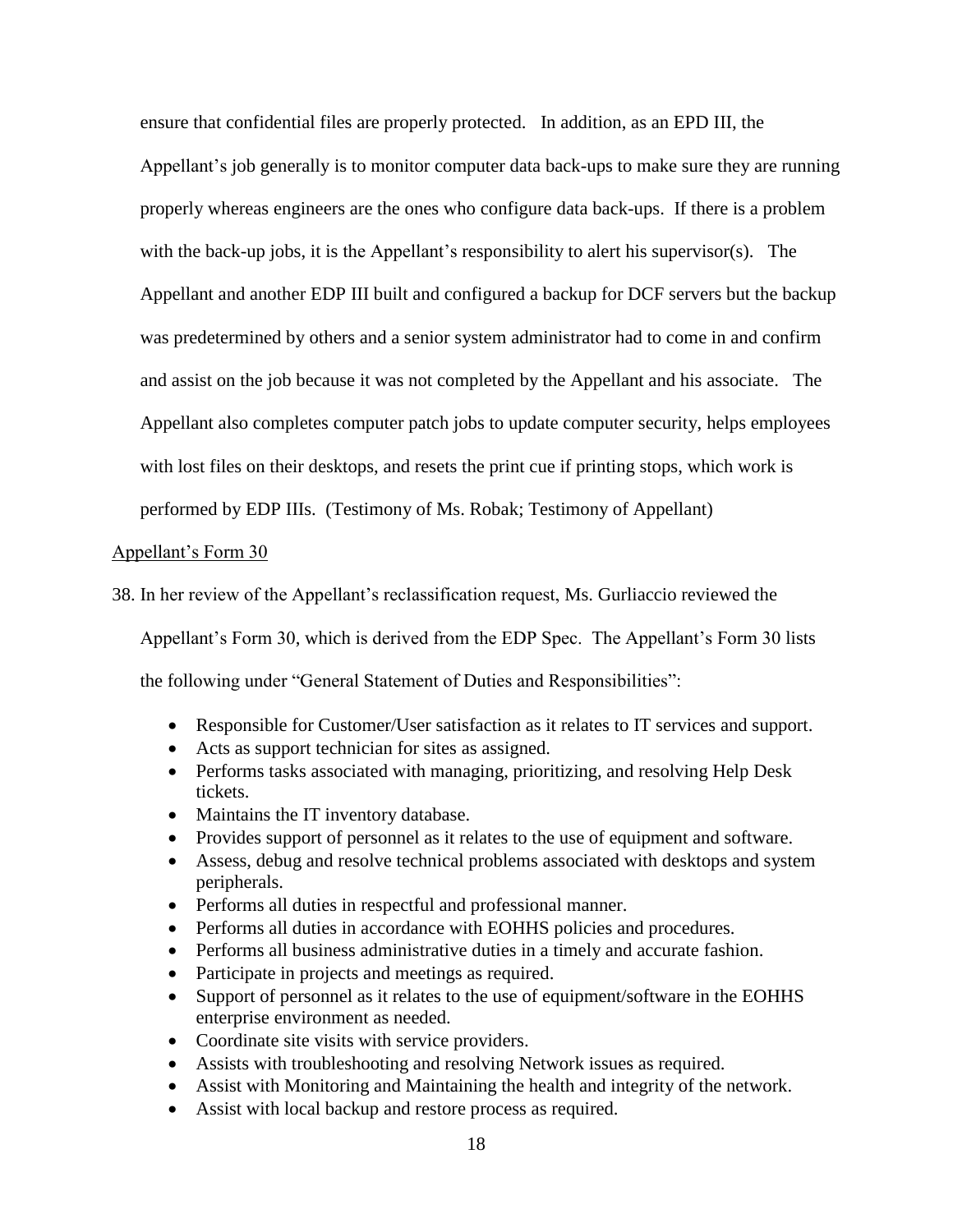ensure that confidential files are properly protected. In addition, as an EPD III, the Appellant's job generally is to monitor computer data back-ups to make sure they are running properly whereas engineers are the ones who configure data back-ups. If there is a problem with the back-up jobs, it is the Appellant's responsibility to alert his supervisor(s). The Appellant and another EDP III built and configured a backup for DCF servers but the backup was predetermined by others and a senior system administrator had to come in and confirm and assist on the job because it was not completed by the Appellant and his associate. The Appellant also completes computer patch jobs to update computer security, helps employees with lost files on their desktops, and resets the print cue if printing stops, which work is performed by EDP IIIs. (Testimony of Ms. Robak; Testimony of Appellant)

Appellant's Form 30

38. In her review of the Appellant's reclassification request, Ms. Gurliaccio reviewed the Appellant's Form 30, which is derived from the EDP Spec. The Appellant's Form 30 lists the following under "General Statement of Duties and Responsibilities":

- Responsible for Customer/User satisfaction as it relates to IT services and support.
- Acts as support technician for sites as assigned.
- Performs tasks associated with managing, prioritizing, and resolving Help Desk tickets.
- Maintains the IT inventory database.
- Provides support of personnel as it relates to the use of equipment and software.
- Assess, debug and resolve technical problems associated with desktops and system peripherals.
- Performs all duties in respectful and professional manner.
- Performs all duties in accordance with EOHHS policies and procedures.
- Performs all business administrative duties in a timely and accurate fashion.
- Participate in projects and meetings as required.
- Support of personnel as it relates to the use of equipment/software in the EOHHS enterprise environment as needed.
- Coordinate site visits with service providers.
- Assists with troubleshooting and resolving Network issues as required.
- Assist with Monitoring and Maintaining the health and integrity of the network.
- Assist with local backup and restore process as required.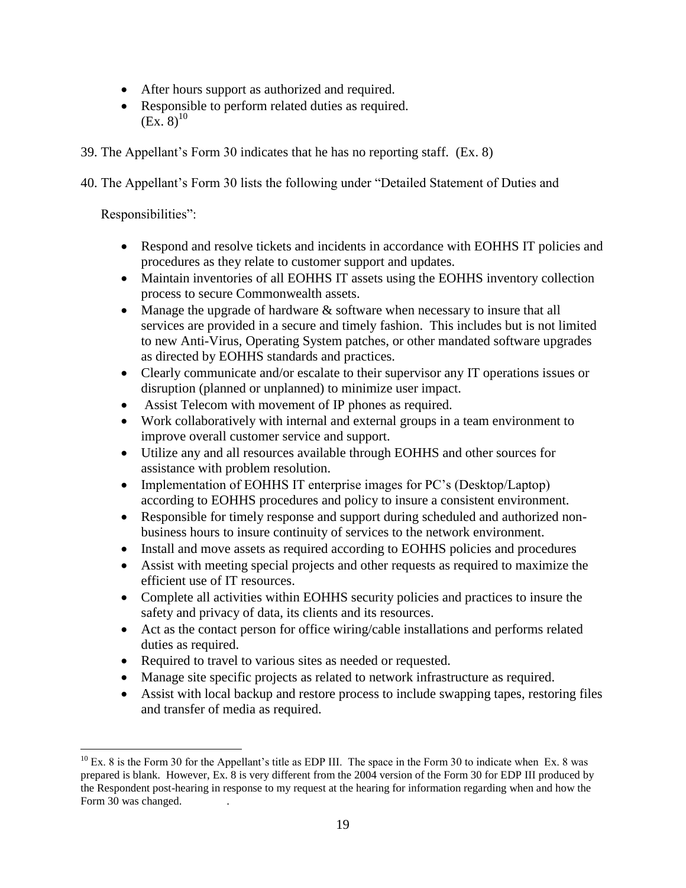- After hours support as authorized and required.
- Responsible to perform related duties as required. (Ex. 8)[10]

39. The Appellant's Form 30 indicates that he has no reporting staff. (Ex. 8)

40. The Appellant's Form 30 lists the following under "Detailed Statement of Duties and Responsibilities":

    - Respond and resolve tickets and incidents in accordance with EOHHS IT policies and procedures as they relate to customer support and updates.
    - Maintain inventories of all EOHHS IT assets using the EOHHS inventory collection process to secure Commonwealth assets.
    - Manage the upgrade of hardware & software when necessary to insure that all services are provided in a secure and timely fashion. This includes but is not limited to new Anti-Virus, Operating System patches, or other mandated software upgrades as directed by EOHHS standards and practices.
    - Clearly communicate and/or escalate to their supervisor any IT operations issues or disruption (planned or unplanned) to minimize user impact.
    - Assist Telecom with movement of IP phones as required.
    - Work collaboratively with internal and external groups in a team environment to improve overall customer service and support.
    - Utilize any and all resources available through EOHHS and other sources for assistance with problem resolution.
    - Implementation of EOHHS IT enterprise images for PC's (Desktop/Laptop) according to EOHHS procedures and policy to insure a consistent environment.
    - Responsible for timely response and support during scheduled and authorized non-business hours to insure continuity of services to the network environment.
    - Install and move assets as required according to EOHHS policies and procedures
    - Assist with meeting special projects and other requests as required to maximize the efficient use of IT resources.
    - Complete all activities within EOHHS security policies and practices to insure the safety and privacy of data, its clients and its resources.
    - Act as the contact person for office wiring/cable installations and performs related duties as required.
    - Required to travel to various sites as needed or requested.
    - Manage site specific projects as related to network infrastructure as required.
    - Assist with local backup and restore process to include swapping tapes, restoring files and transfer of media as required.

---

[10] Ex. 8 is the Form 30 for the Appellant's title as EDP III. The space in the Form 30 to indicate when Ex. 8 was prepared is blank. However, Ex. 8 is very different from the 2004 version of the Form 30 for EDP III produced by the Respondent post-hearing in response to my request at the hearing for information regarding when and how the Form 30 was changed. .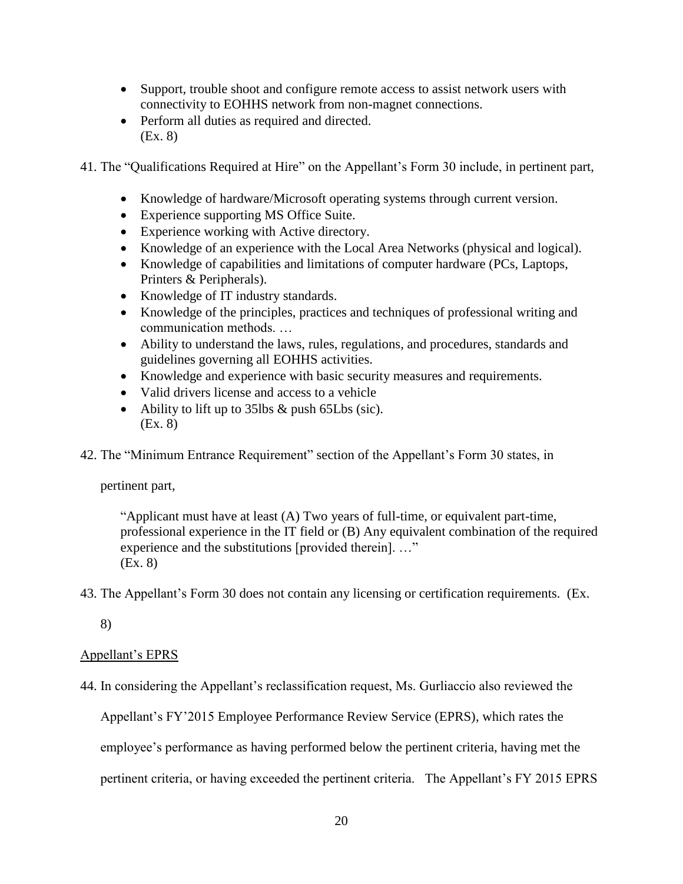- Support, trouble shoot and configure remote access to assist network users with connectivity to EOHHS network from non-magnet connections.
- Perform all duties as required and directed.
  (Ex. 8)

41. The "Qualifications Required at Hire" on the Appellant's Form 30 include, in pertinent part,

- Knowledge of hardware/Microsoft operating systems through current version.
- Experience supporting MS Office Suite.
- Experience working with Active directory.
- Knowledge of an experience with the Local Area Networks (physical and logical).
- Knowledge of capabilities and limitations of computer hardware (PCs, Laptops, Printers & Peripherals).
- Knowledge of IT industry standards.
- Knowledge of the principles, practices and techniques of professional writing and communication methods. …
- Ability to understand the laws, rules, regulations, and procedures, standards and guidelines governing all EOHHS activities.
- Knowledge and experience with basic security measures and requirements.
- Valid drivers license and access to a vehicle
- Ability to lift up to 35lbs & push 65Lbs (sic).
  (Ex. 8)

42. The "Minimum Entrance Requirement" section of the Appellant's Form 30 states, in pertinent part,

> "Applicant must have at least (A) Two years of full-time, or equivalent part-time, professional experience in the IT field or (B) Any equivalent combination of the required experience and the substitutions [provided therein]. …"
> (Ex. 8)

43. The Appellant's Form 30 does not contain any licensing or certification requirements. (Ex. 8)

Appellant's EPRS

44. In considering the Appellant's reclassification request, Ms. Gurliaccio also reviewed the Appellant's FY'2015 Employee Performance Review Service (EPRS), which rates the employee's performance as having performed below the pertinent criteria, having met the pertinent criteria, or having exceeded the pertinent criteria. The Appellant's FY 2015 EPRS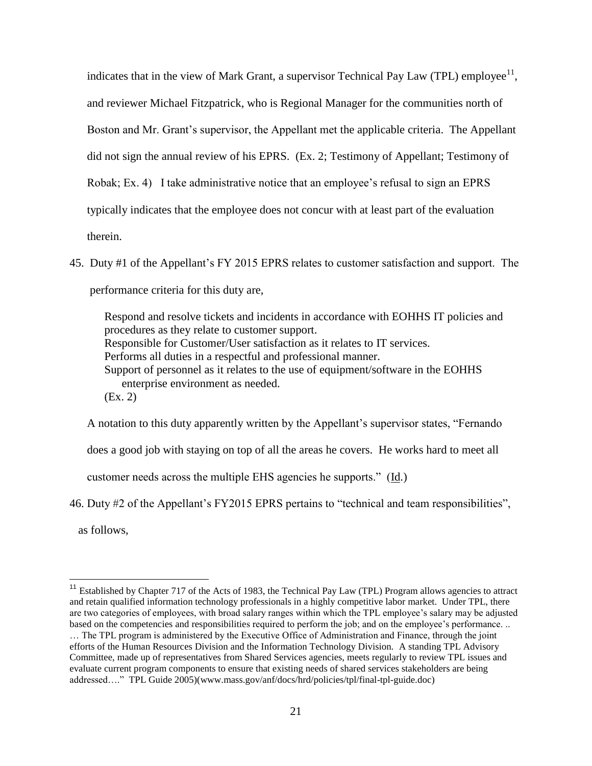indicates that in the view of Mark Grant, a supervisor Technical Pay Law (TPL) employee[11], and reviewer Michael Fitzpatrick, who is Regional Manager for the communities north of Boston and Mr. Grant's supervisor, the Appellant met the applicable criteria. The Appellant did not sign the annual review of his EPRS. (Ex. 2; Testimony of Appellant; Testimony of Robak; Ex. 4) I take administrative notice that an employee's refusal to sign an EPRS typically indicates that the employee does not concur with at least part of the evaluation therein.

45. Duty #1 of the Appellant's FY 2015 EPRS relates to customer satisfaction and support. The performance criteria for this duty are,

> Respond and resolve tickets and incidents in accordance with EOHHS IT policies and procedures as they relate to customer support.
> Responsible for Customer/User satisfaction as it relates to IT services.
> Performs all duties in a respectful and professional manner.
> Support of personnel as it relates to the use of equipment/software in the EOHHS enterprise environment as needed.
> (Ex. 2)

A notation to this duty apparently written by the Appellant's supervisor states, "Fernando does a good job with staying on top of all the areas he covers. He works hard to meet all customer needs across the multiple EHS agencies he supports." (Id.)

46. Duty #2 of the Appellant's FY2015 EPRS pertains to "technical and team responsibilities", as follows,

---

[11] Established by Chapter 717 of the Acts of 1983, the Technical Pay Law (TPL) Program allows agencies to attract and retain qualified information technology professionals in a highly competitive labor market. Under TPL, there are two categories of employees, with broad salary ranges within which the TPL employee's salary may be adjusted based on the competencies and responsibilities required to perform the job; and on the employee's performance. .. … The TPL program is administered by the Executive Office of Administration and Finance, through the joint efforts of the Human Resources Division and the Information Technology Division. A standing TPL Advisory Committee, made up of representatives from Shared Services agencies, meets regularly to review TPL issues and evaluate current program components to ensure that existing needs of shared services stakeholders are being addressed…." TPL Guide 2005)(www.mass.gov/anf/docs/hrd/policies/tpl/final-tpl-guide.doc)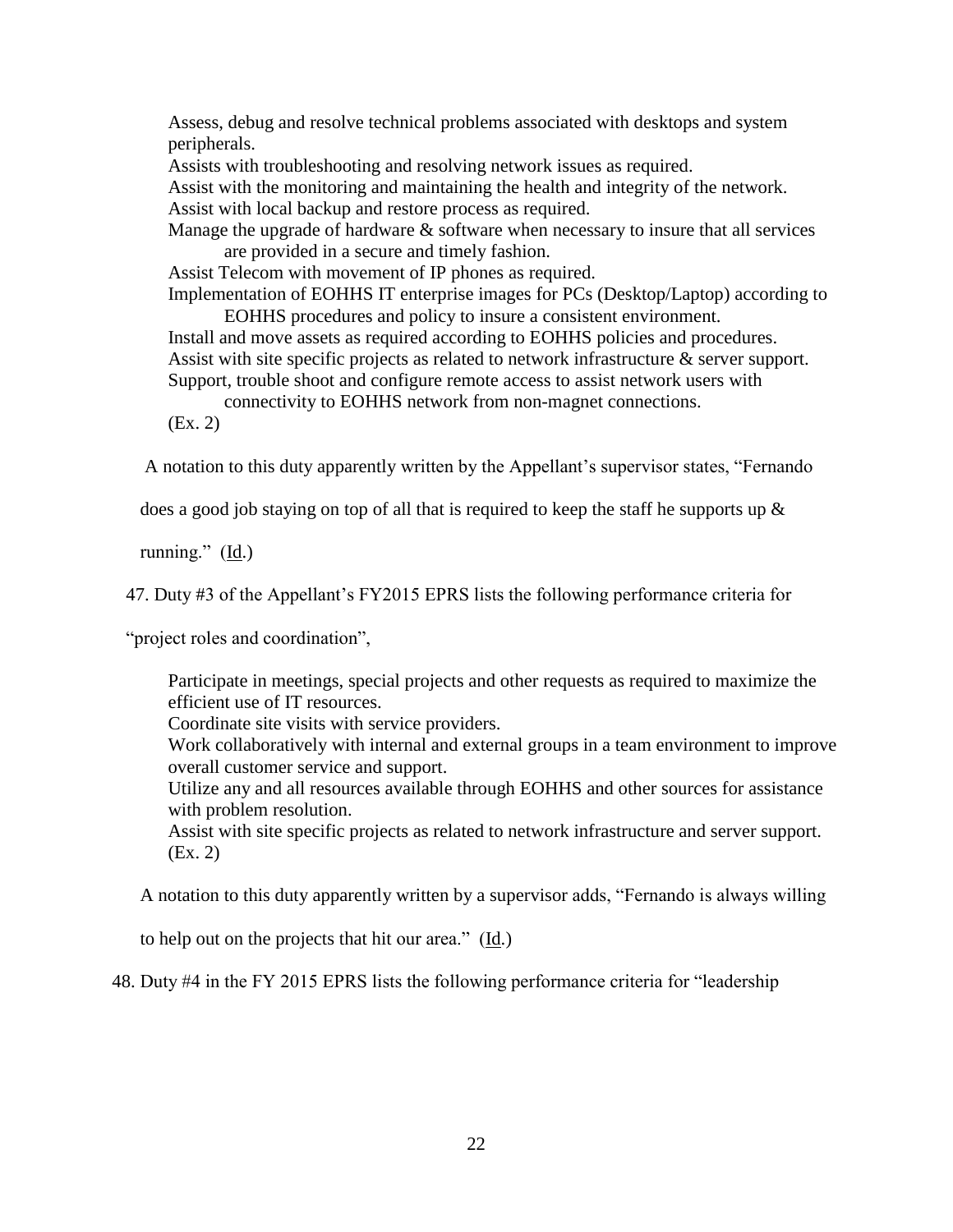Assess, debug and resolve technical problems associated with desktops and system peripherals.
Assists with troubleshooting and resolving network issues as required.
Assist with the monitoring and maintaining the health and integrity of the network.
Assist with local backup and restore process as required.
Manage the upgrade of hardware & software when necessary to insure that all services are provided in a secure and timely fashion.
Assist Telecom with movement of IP phones as required.
Implementation of EOHHS IT enterprise images for PCs (Desktop/Laptop) according to EOHHS procedures and policy to insure a consistent environment.
Install and move assets as required according to EOHHS policies and procedures.
Assist with site specific projects as related to network infrastructure & server support.
Support, trouble shoot and configure remote access to assist network users with connectivity to EOHHS network from non-magnet connections.
(Ex. 2)

A notation to this duty apparently written by the Appellant's supervisor states, "Fernando does a good job staying on top of all that is required to keep the staff he supports up & running." (Id.)

47. Duty #3 of the Appellant's FY2015 EPRS lists the following performance criteria for "project roles and coordination",

Participate in meetings, special projects and other requests as required to maximize the efficient use of IT resources.
Coordinate site visits with service providers.
Work collaboratively with internal and external groups in a team environment to improve overall customer service and support.
Utilize any and all resources available through EOHHS and other sources for assistance with problem resolution.
Assist with site specific projects as related to network infrastructure and server support.
(Ex. 2)

A notation to this duty apparently written by a supervisor adds, "Fernando is always willing to help out on the projects that hit our area." (Id.)

48. Duty #4 in the FY 2015 EPRS lists the following performance criteria for "leadership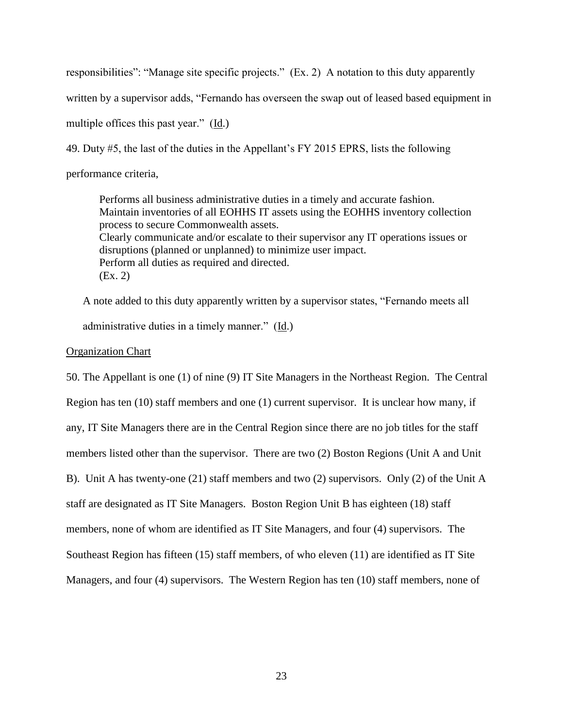responsibilities": "Manage site specific projects." (Ex. 2) A notation to this duty apparently written by a supervisor adds, "Fernando has overseen the swap out of leased based equipment in multiple offices this past year." (Id.)

49. Duty #5, the last of the duties in the Appellant's FY 2015 EPRS, lists the following performance criteria,

> Performs all business administrative duties in a timely and accurate fashion.
> Maintain inventories of all EOHHS IT assets using the EOHHS inventory collection process to secure Commonwealth assets.
> Clearly communicate and/or escalate to their supervisor any IT operations issues or disruptions (planned or unplanned) to minimize user impact.
> Perform all duties as required and directed.
> (Ex. 2)

A note added to this duty apparently written by a supervisor states, "Fernando meets all administrative duties in a timely manner." (Id.)

Organization Chart

50. The Appellant is one (1) of nine (9) IT Site Managers in the Northeast Region. The Central Region has ten (10) staff members and one (1) current supervisor. It is unclear how many, if any, IT Site Managers there are in the Central Region since there are no job titles for the staff members listed other than the supervisor. There are two (2) Boston Regions (Unit A and Unit B). Unit A has twenty-one (21) staff members and two (2) supervisors. Only (2) of the Unit A staff are designated as IT Site Managers. Boston Region Unit B has eighteen (18) staff members, none of whom are identified as IT Site Managers, and four (4) supervisors. The Southeast Region has fifteen (15) staff members, of who eleven (11) are identified as IT Site Managers, and four (4) supervisors. The Western Region has ten (10) staff members, none of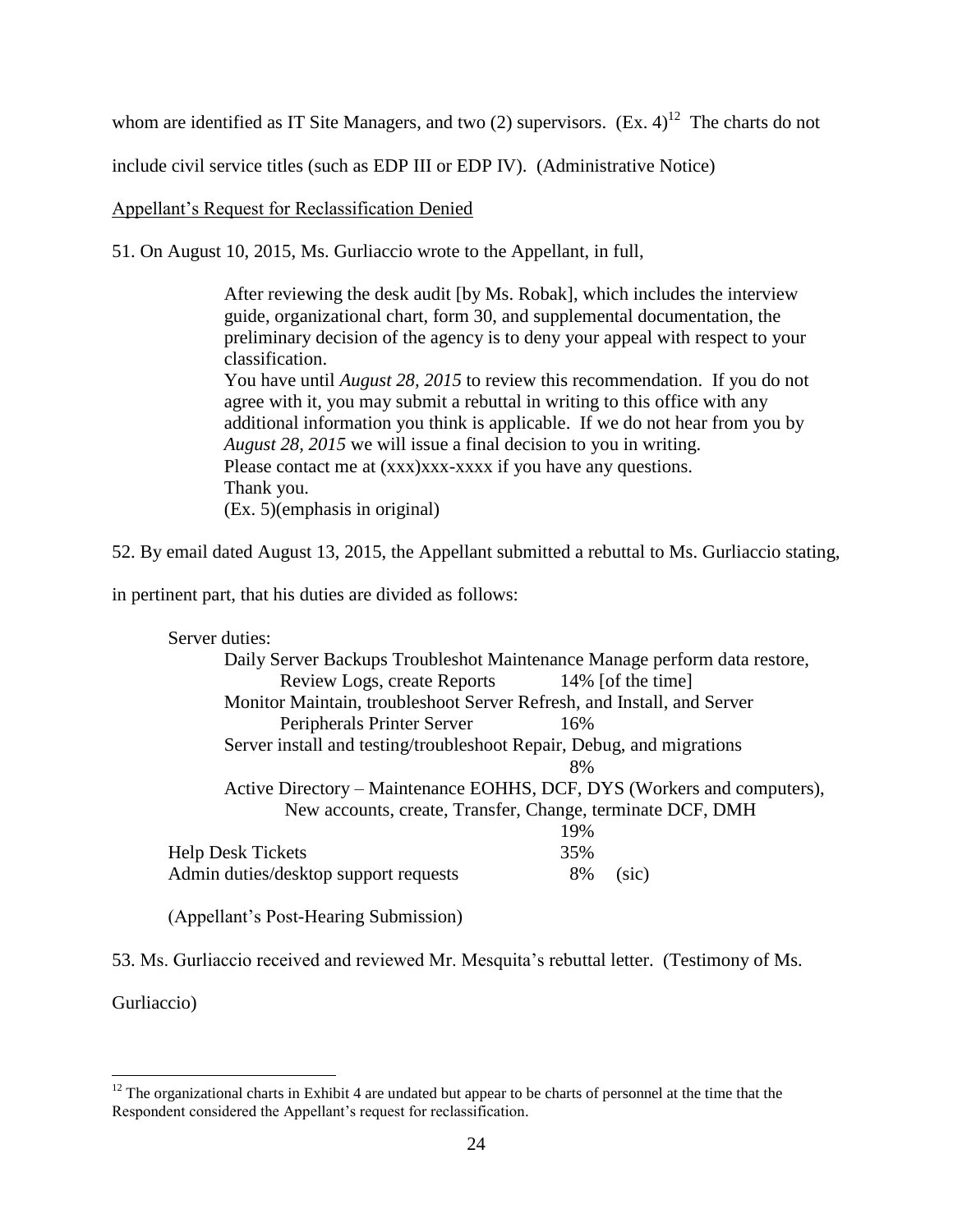whom are identified as IT Site Managers, and two (2) supervisors. (Ex. 4)[12] The charts do not include civil service titles (such as EDP III or EDP IV). (Administrative Notice)

Appellant's Request for Reclassification Denied

51. On August 10, 2015, Ms. Gurliaccio wrote to the Appellant, in full,

> After reviewing the desk audit [by Ms. Robak], which includes the interview guide, organizational chart, form 30, and supplemental documentation, the preliminary decision of the agency is to deny your appeal with respect to your classification.
> You have until *August 28, 2015* to review this recommendation. If you do not agree with it, you may submit a rebuttal in writing to this office with any additional information you think is applicable. If we do not hear from you by *August 28, 2015* we will issue a final decision to you in writing.
> Please contact me at (xxx)xxx-xxxx if you have any questions.
> Thank you.
> (Ex. 5)(emphasis in original)

52. By email dated August 13, 2015, the Appellant submitted a rebuttal to Ms. Gurliaccio stating, in pertinent part, that his duties are divided as follows:

> Server duties:
> Daily Server Backups Troubleshot Maintenance Manage perform data restore, Review Logs, create Reports 14% [of the time]
> Monitor Maintain, troubleshoot Server Refresh, and Install, and Server Peripherals Printer Server 16%
> Server install and testing/troubleshoot Repair, Debug, and migrations 8%
> Active Directory – Maintenance EOHHS, DCF, DYS (Workers and computers), New accounts, create, Transfer, Change, terminate DCF, DMH 19%
> Help Desk Tickets 35%
> Admin duties/desktop support requests 8% (sic)
>
> (Appellant's Post-Hearing Submission)

53. Ms. Gurliaccio received and reviewed Mr. Mesquita's rebuttal letter. (Testimony of Ms. Gurliaccio)

[12] The organizational charts in Exhibit 4 are undated but appear to be charts of personnel at the time that the Respondent considered the Appellant's request for reclassification.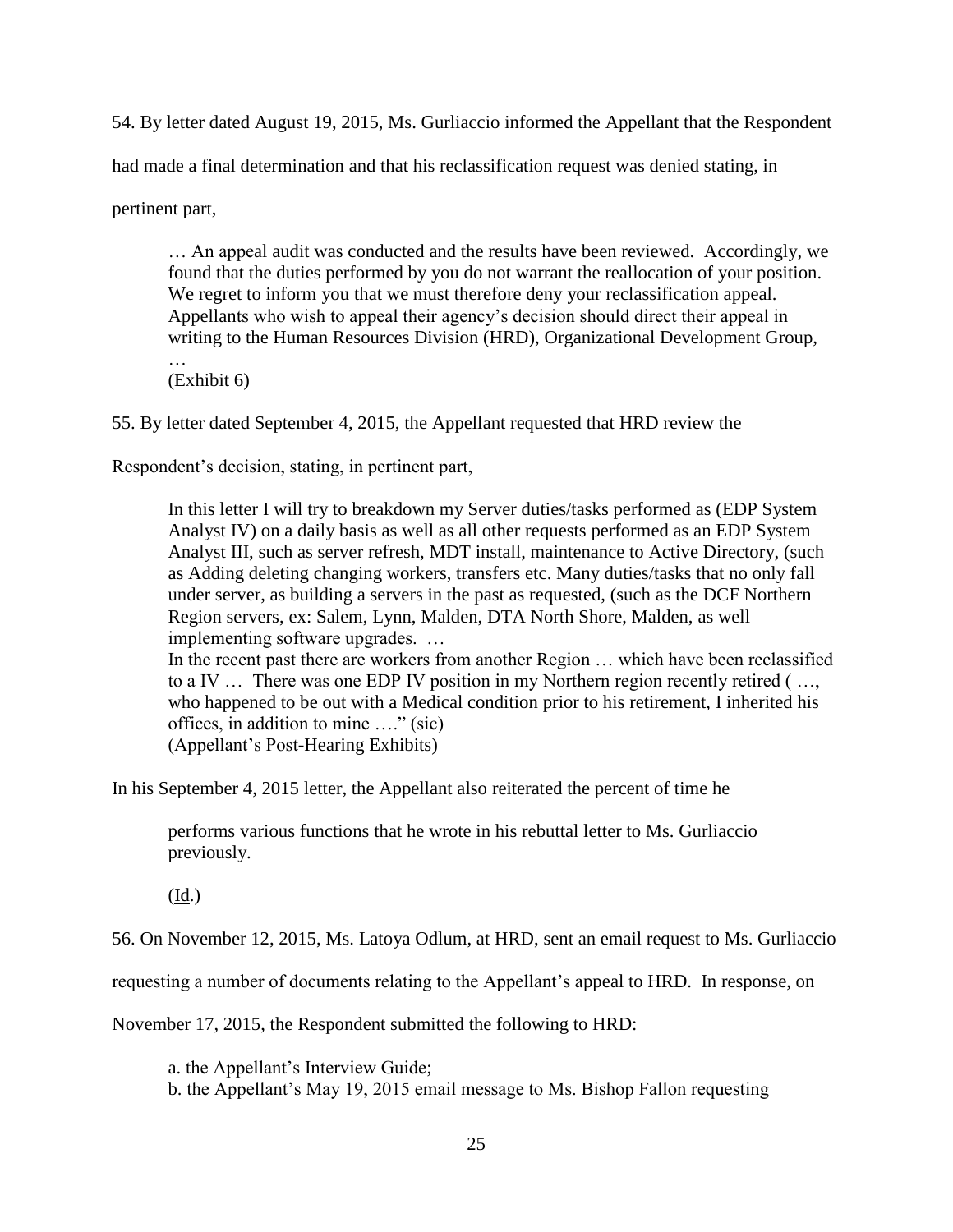54. By letter dated August 19, 2015, Ms. Gurliaccio informed the Appellant that the Respondent had made a final determination and that his reclassification request was denied stating, in pertinent part,

> … An appeal audit was conducted and the results have been reviewed. Accordingly, we found that the duties performed by you do not warrant the reallocation of your position. We regret to inform you that we must therefore deny your reclassification appeal. Appellants who wish to appeal their agency's decision should direct their appeal in writing to the Human Resources Division (HRD), Organizational Development Group, …
> (Exhibit 6)

55. By letter dated September 4, 2015, the Appellant requested that HRD review the Respondent's decision, stating, in pertinent part,

> In this letter I will try to breakdown my Server duties/tasks performed as (EDP System Analyst IV) on a daily basis as well as all other requests performed as an EDP System Analyst III, such as server refresh, MDT install, maintenance to Active Directory, (such as Adding deleting changing workers, transfers etc. Many duties/tasks that no only fall under server, as building a servers in the past as requested, (such as the DCF Northern Region servers, ex: Salem, Lynn, Malden, DTA North Shore, Malden, as well implementing software upgrades. …
> In the recent past there are workers from another Region … which have been reclassified to a IV … There was one EDP IV position in my Northern region recently retired ( …, who happened to be out with a Medical condition prior to his retirement, I inherited his offices, in addition to mine …." (sic)
> (Appellant's Post-Hearing Exhibits)

In his September 4, 2015 letter, the Appellant also reiterated the percent of time he

> performs various functions that he wrote in his rebuttal letter to Ms. Gurliaccio previously.
>
> (Id.)

56. On November 12, 2015, Ms. Latoya Odlum, at HRD, sent an email request to Ms. Gurliaccio requesting a number of documents relating to the Appellant's appeal to HRD. In response, on November 17, 2015, the Respondent submitted the following to HRD:

> a. the Appellant's Interview Guide;
> b. the Appellant's May 19, 2015 email message to Ms. Bishop Fallon requesting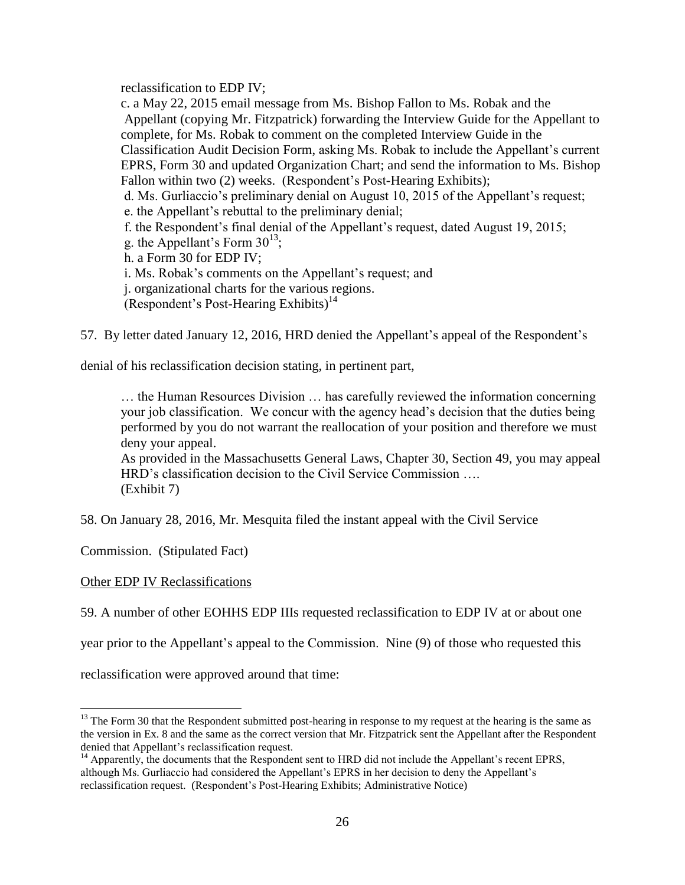reclassification to EDP IV;

c. a May 22, 2015 email message from Ms. Bishop Fallon to Ms. Robak and the Appellant (copying Mr. Fitzpatrick) forwarding the Interview Guide for the Appellant to complete, for Ms. Robak to comment on the completed Interview Guide in the Classification Audit Decision Form, asking Ms. Robak to include the Appellant's current EPRS, Form 30 and updated Organization Chart; and send the information to Ms. Bishop Fallon within two (2) weeks. (Respondent's Post-Hearing Exhibits);

d. Ms. Gurliaccio's preliminary denial on August 10, 2015 of the Appellant's request;

e. the Appellant's rebuttal to the preliminary denial;

f. the Respondent's final denial of the Appellant's request, dated August 19, 2015;

g. the Appellant's Form 30[13];

h. a Form 30 for EDP IV;

i. Ms. Robak's comments on the Appellant's request; and

j. organizational charts for the various regions.

(Respondent's Post-Hearing Exhibits)[14]

57. By letter dated January 12, 2016, HRD denied the Appellant's appeal of the Respondent's denial of his reclassification decision stating, in pertinent part,

> … the Human Resources Division … has carefully reviewed the information concerning your job classification. We concur with the agency head's decision that the duties being performed by you do not warrant the reallocation of your position and therefore we must deny your appeal.
> As provided in the Massachusetts General Laws, Chapter 30, Section 49, you may appeal HRD's classification decision to the Civil Service Commission ….
> (Exhibit 7)

58. On January 28, 2016, Mr. Mesquita filed the instant appeal with the Civil Service Commission. (Stipulated Fact)

<u>Other EDP IV Reclassifications</u>

59. A number of other EOHHS EDP IIIs requested reclassification to EDP IV at or about one year prior to the Appellant's appeal to the Commission. Nine (9) of those who requested this reclassification were approved around that time:

---

[13] The Form 30 that the Respondent submitted post-hearing in response to my request at the hearing is the same as the version in Ex. 8 and the same as the correct version that Mr. Fitzpatrick sent the Appellant after the Respondent denied that Appellant's reclassification request.

[14] Apparently, the documents that the Respondent sent to HRD did not include the Appellant's recent EPRS, although Ms. Gurliaccio had considered the Appellant's EPRS in her decision to deny the Appellant's reclassification request. (Respondent's Post-Hearing Exhibits; Administrative Notice)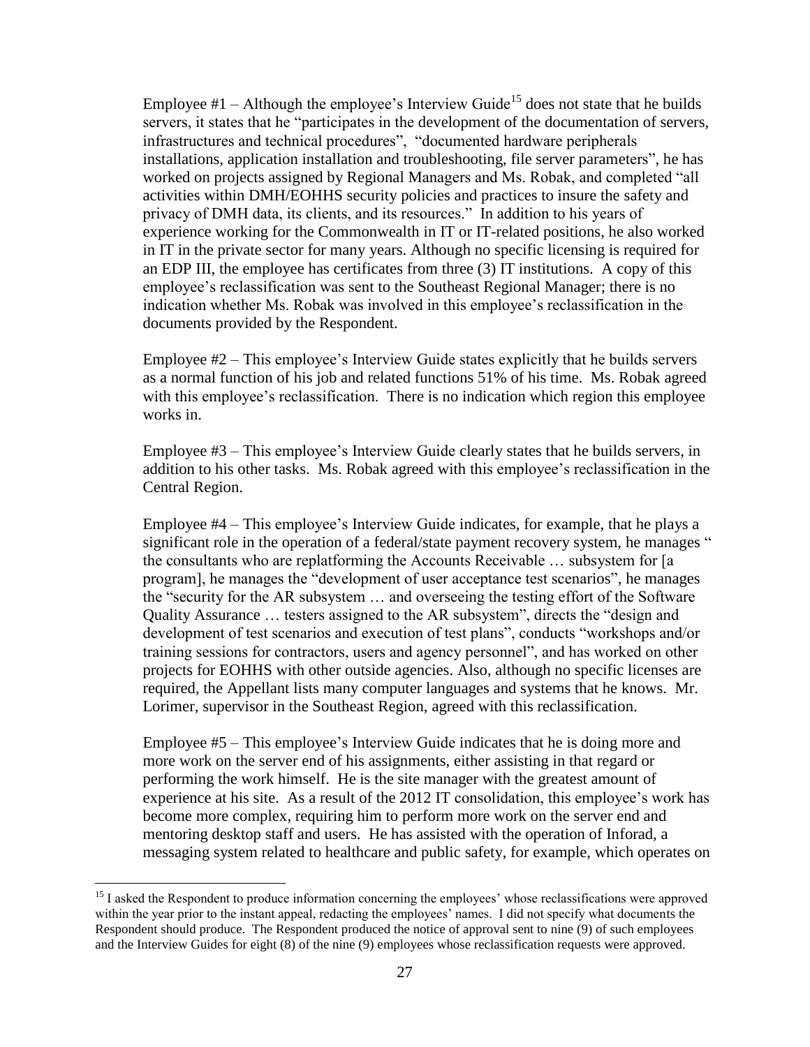Employee #1 – Although the employee's Interview Guide[15] does not state that he builds servers, it states that he "participates in the development of the documentation of servers, infrastructures and technical procedures", "documented hardware peripherals installations, application installation and troubleshooting, file server parameters", he has worked on projects assigned by Regional Managers and Ms. Robak, and completed "all activities within DMH/EOHHS security policies and practices to insure the safety and privacy of DMH data, its clients, and its resources." In addition to his years of experience working for the Commonwealth in IT or IT-related positions, he also worked in IT in the private sector for many years. Although no specific licensing is required for an EDP III, the employee has certificates from three (3) IT institutions. A copy of this employee's reclassification was sent to the Southeast Regional Manager; there is no indication whether Ms. Robak was involved in this employee's reclassification in the documents provided by the Respondent.

Employee #2 – This employee's Interview Guide states explicitly that he builds servers as a normal function of his job and related functions 51% of his time. Ms. Robak agreed with this employee's reclassification. There is no indication which region this employee works in.

Employee #3 – This employee's Interview Guide clearly states that he builds servers, in addition to his other tasks. Ms. Robak agreed with this employee's reclassification in the Central Region.

Employee #4 – This employee's Interview Guide indicates, for example, that he plays a significant role in the operation of a federal/state payment recovery system, he manages " the consultants who are replatforming the Accounts Receivable … subsystem for [a program], he manages the "development of user acceptance test scenarios", he manages the "security for the AR subsystem … and overseeing the testing effort of the Software Quality Assurance … testers assigned to the AR subsystem", directs the "design and development of test scenarios and execution of test plans", conducts "workshops and/or training sessions for contractors, users and agency personnel", and has worked on other projects for EOHHS with other outside agencies. Also, although no specific licenses are required, the Appellant lists many computer languages and systems that he knows. Mr. Lorimer, supervisor in the Southeast Region, agreed with this reclassification.

Employee #5 – This employee's Interview Guide indicates that he is doing more and more work on the server end of his assignments, either assisting in that regard or performing the work himself. He is the site manager with the greatest amount of experience at his site. As a result of the 2012 IT consolidation, this employee's work has become more complex, requiring him to perform more work on the server end and mentoring desktop staff and users. He has assisted with the operation of Inforad, a messaging system related to healthcare and public safety, for example, which operates on

[15] I asked the Respondent to produce information concerning the employees' whose reclassifications were approved within the year prior to the instant appeal, redacting the employees' names. I did not specify what documents the Respondent should produce. The Respondent produced the notice of approval sent to nine (9) of such employees and the Interview Guides for eight (8) of the nine (9) employees whose reclassification requests were approved.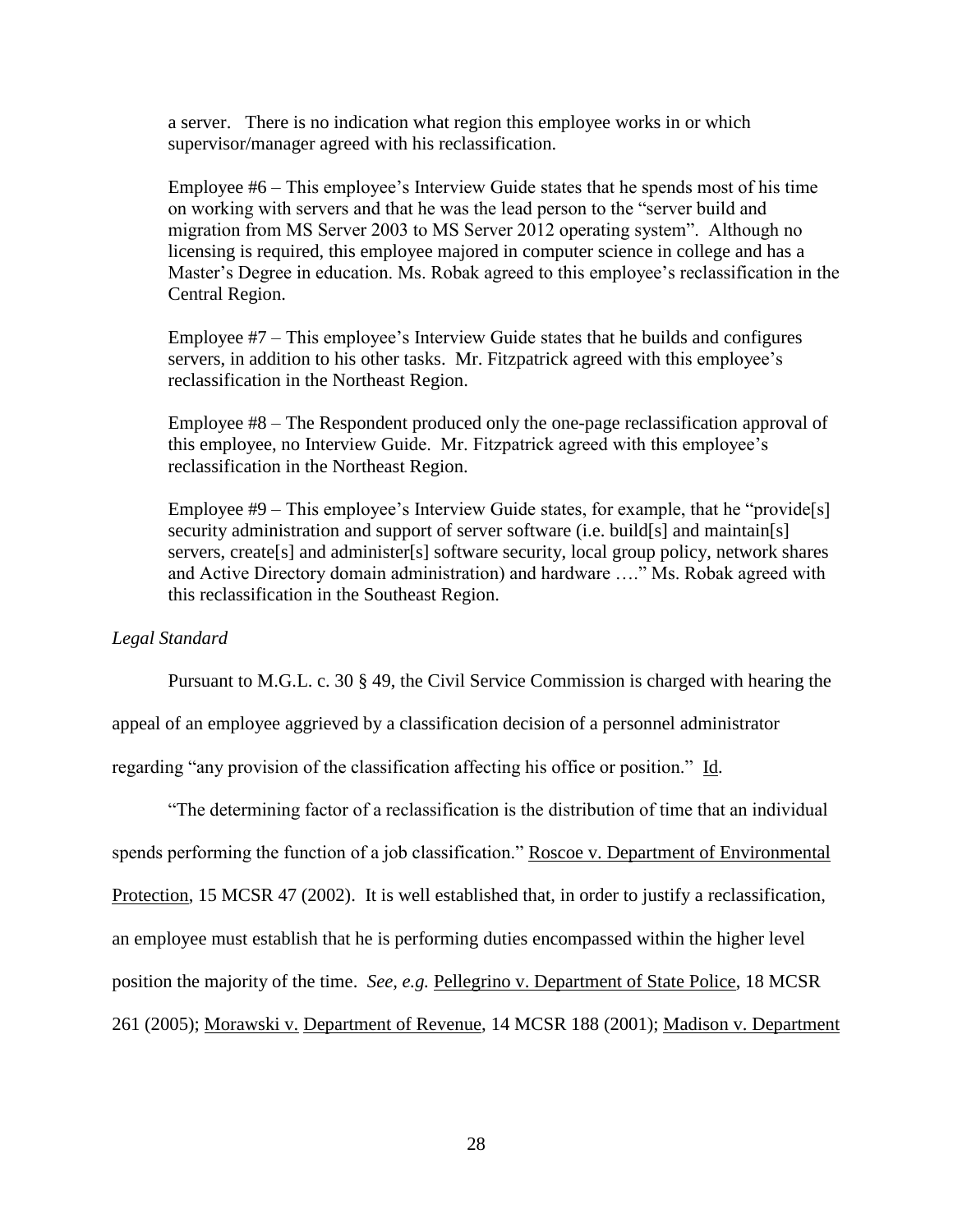a server. There is no indication what region this employee works in or which supervisor/manager agreed with his reclassification.

Employee #6 – This employee's Interview Guide states that he spends most of his time on working with servers and that he was the lead person to the "server build and migration from MS Server 2003 to MS Server 2012 operating system". Although no licensing is required, this employee majored in computer science in college and has a Master's Degree in education. Ms. Robak agreed to this employee's reclassification in the Central Region.

Employee #7 – This employee's Interview Guide states that he builds and configures servers, in addition to his other tasks. Mr. Fitzpatrick agreed with this employee's reclassification in the Northeast Region.

Employee #8 – The Respondent produced only the one-page reclassification approval of this employee, no Interview Guide. Mr. Fitzpatrick agreed with this employee's reclassification in the Northeast Region.

Employee #9 – This employee's Interview Guide states, for example, that he "provide[s] security administration and support of server software (i.e. build[s] and maintain[s] servers, create[s] and administer[s] software security, local group policy, network shares and Active Directory domain administration) and hardware …." Ms. Robak agreed with this reclassification in the Southeast Region.

*Legal Standard*

Pursuant to M.G.L. c. 30 § 49, the Civil Service Commission is charged with hearing the appeal of an employee aggrieved by a classification decision of a personnel administrator regarding "any provision of the classification affecting his office or position." Id.

"The determining factor of a reclassification is the distribution of time that an individual spends performing the function of a job classification." Roscoe v. Department of Environmental Protection, 15 MCSR 47 (2002). It is well established that, in order to justify a reclassification, an employee must establish that he is performing duties encompassed within the higher level position the majority of the time. *See, e.g.* Pellegrino v. Department of State Police, 18 MCSR 261 (2005); Morawski v. Department of Revenue, 14 MCSR 188 (2001); Madison v. Department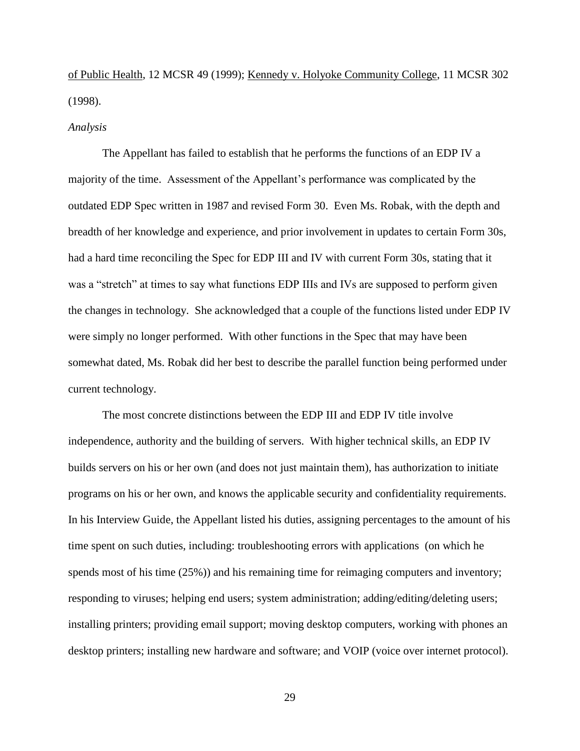of Public Health, 12 MCSR 49 (1999); Kennedy v. Holyoke Community College, 11 MCSR 302 (1998).

*Analysis*

The Appellant has failed to establish that he performs the functions of an EDP IV a majority of the time. Assessment of the Appellant's performance was complicated by the outdated EDP Spec written in 1987 and revised Form 30. Even Ms. Robak, with the depth and breadth of her knowledge and experience, and prior involvement in updates to certain Form 30s, had a hard time reconciling the Spec for EDP III and IV with current Form 30s, stating that it was a "stretch" at times to say what functions EDP IIIs and IVs are supposed to perform given the changes in technology. She acknowledged that a couple of the functions listed under EDP IV were simply no longer performed. With other functions in the Spec that may have been somewhat dated, Ms. Robak did her best to describe the parallel function being performed under current technology.

The most concrete distinctions between the EDP III and EDP IV title involve independence, authority and the building of servers. With higher technical skills, an EDP IV builds servers on his or her own (and does not just maintain them), has authorization to initiate programs on his or her own, and knows the applicable security and confidentiality requirements. In his Interview Guide, the Appellant listed his duties, assigning percentages to the amount of his time spent on such duties, including: troubleshooting errors with applications (on which he spends most of his time (25%)) and his remaining time for reimaging computers and inventory; responding to viruses; helping end users; system administration; adding/editing/deleting users; installing printers; providing email support; moving desktop computers, working with phones an desktop printers; installing new hardware and software; and VOIP (voice over internet protocol).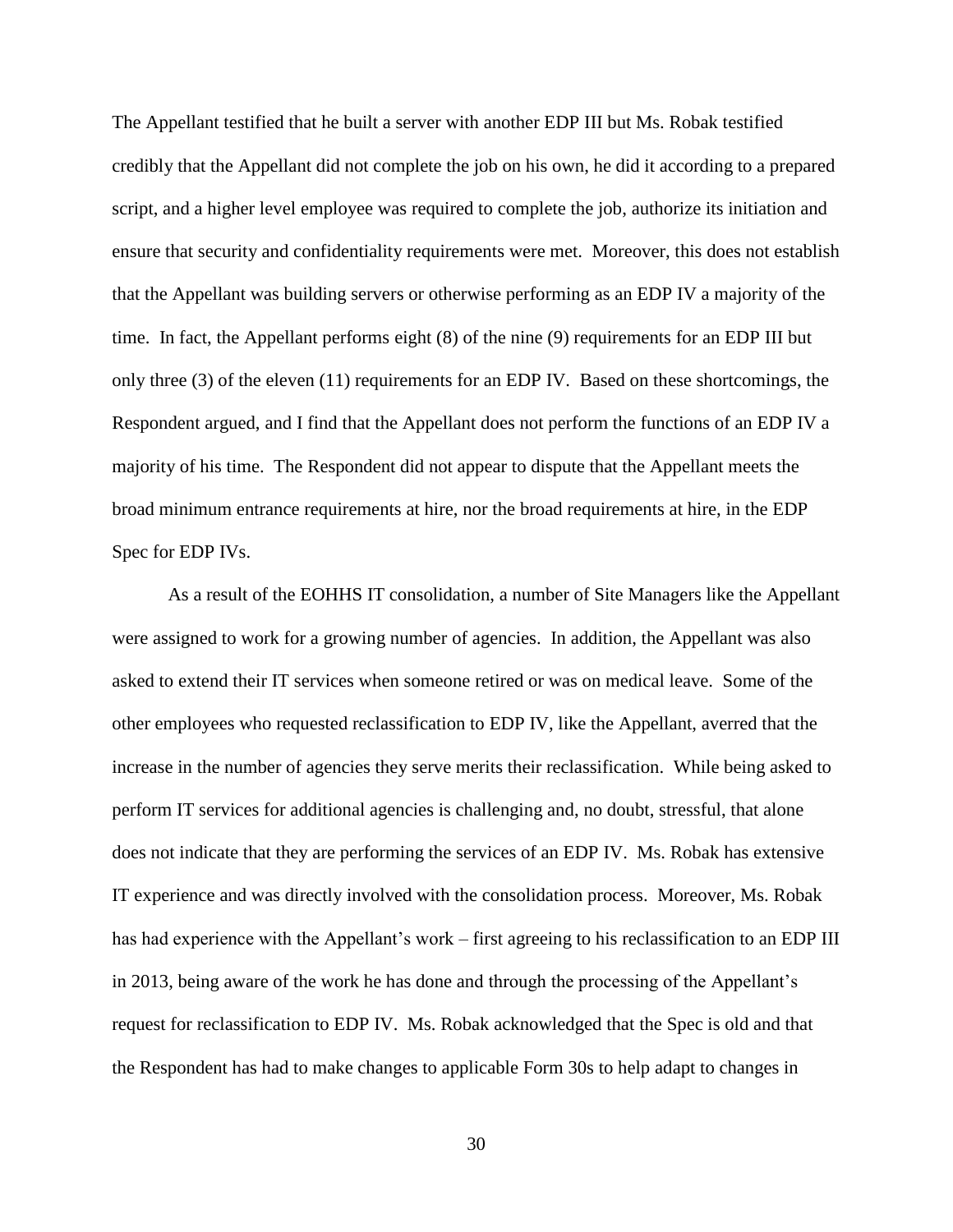The Appellant testified that he built a server with another EDP III but Ms. Robak testified credibly that the Appellant did not complete the job on his own, he did it according to a prepared script, and a higher level employee was required to complete the job, authorize its initiation and ensure that security and confidentiality requirements were met. Moreover, this does not establish that the Appellant was building servers or otherwise performing as an EDP IV a majority of the time. In fact, the Appellant performs eight (8) of the nine (9) requirements for an EDP III but only three (3) of the eleven (11) requirements for an EDP IV. Based on these shortcomings, the Respondent argued, and I find that the Appellant does not perform the functions of an EDP IV a majority of his time. The Respondent did not appear to dispute that the Appellant meets the broad minimum entrance requirements at hire, nor the broad requirements at hire, in the EDP Spec for EDP IVs.

As a result of the EOHHS IT consolidation, a number of Site Managers like the Appellant were assigned to work for a growing number of agencies. In addition, the Appellant was also asked to extend their IT services when someone retired or was on medical leave. Some of the other employees who requested reclassification to EDP IV, like the Appellant, averred that the increase in the number of agencies they serve merits their reclassification. While being asked to perform IT services for additional agencies is challenging and, no doubt, stressful, that alone does not indicate that they are performing the services of an EDP IV. Ms. Robak has extensive IT experience and was directly involved with the consolidation process. Moreover, Ms. Robak has had experience with the Appellant's work – first agreeing to his reclassification to an EDP III in 2013, being aware of the work he has done and through the processing of the Appellant's request for reclassification to EDP IV. Ms. Robak acknowledged that the Spec is old and that the Respondent has had to make changes to applicable Form 30s to help adapt to changes in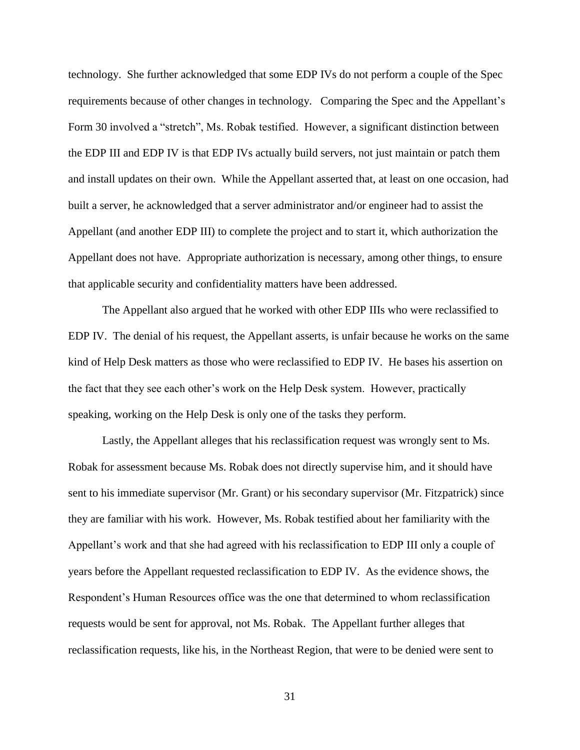technology. She further acknowledged that some EDP IVs do not perform a couple of the Spec requirements because of other changes in technology. Comparing the Spec and the Appellant's Form 30 involved a "stretch", Ms. Robak testified. However, a significant distinction between the EDP III and EDP IV is that EDP IVs actually build servers, not just maintain or patch them and install updates on their own. While the Appellant asserted that, at least on one occasion, had built a server, he acknowledged that a server administrator and/or engineer had to assist the Appellant (and another EDP III) to complete the project and to start it, which authorization the Appellant does not have. Appropriate authorization is necessary, among other things, to ensure that applicable security and confidentiality matters have been addressed.

The Appellant also argued that he worked with other EDP IIIs who were reclassified to EDP IV. The denial of his request, the Appellant asserts, is unfair because he works on the same kind of Help Desk matters as those who were reclassified to EDP IV. He bases his assertion on the fact that they see each other's work on the Help Desk system. However, practically speaking, working on the Help Desk is only one of the tasks they perform.

Lastly, the Appellant alleges that his reclassification request was wrongly sent to Ms. Robak for assessment because Ms. Robak does not directly supervise him, and it should have sent to his immediate supervisor (Mr. Grant) or his secondary supervisor (Mr. Fitzpatrick) since they are familiar with his work. However, Ms. Robak testified about her familiarity with the Appellant's work and that she had agreed with his reclassification to EDP III only a couple of years before the Appellant requested reclassification to EDP IV. As the evidence shows, the Respondent's Human Resources office was the one that determined to whom reclassification requests would be sent for approval, not Ms. Robak. The Appellant further alleges that reclassification requests, like his, in the Northeast Region, that were to be denied were sent to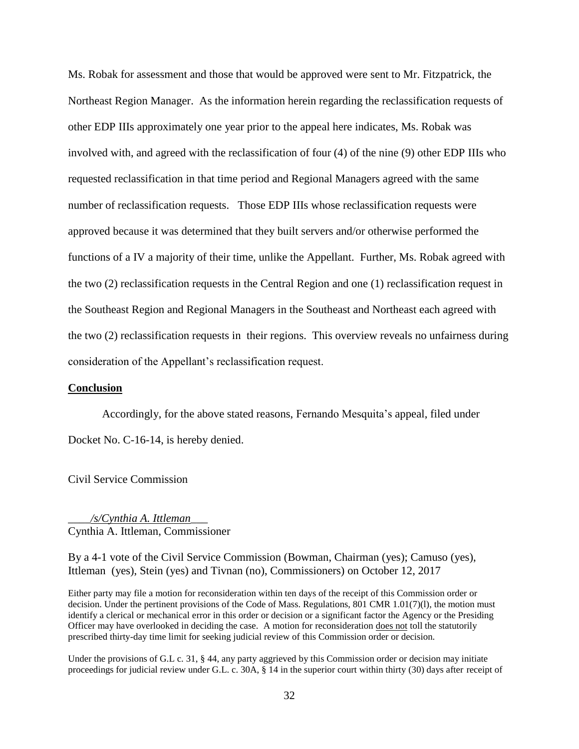Ms. Robak for assessment and those that would be approved were sent to Mr. Fitzpatrick, the Northeast Region Manager. As the information herein regarding the reclassification requests of other EDP IIIs approximately one year prior to the appeal here indicates, Ms. Robak was involved with, and agreed with the reclassification of four (4) of the nine (9) other EDP IIIs who requested reclassification in that time period and Regional Managers agreed with the same number of reclassification requests. Those EDP IIIs whose reclassification requests were approved because it was determined that they built servers and/or otherwise performed the functions of a IV a majority of their time, unlike the Appellant. Further, Ms. Robak agreed with the two (2) reclassification requests in the Central Region and one (1) reclassification request in the Southeast Region and Regional Managers in the Southeast and Northeast each agreed with the two (2) reclassification requests in their regions. This overview reveals no unfairness during consideration of the Appellant's reclassification request.

**Conclusion**

Accordingly, for the above stated reasons, Fernando Mesquita's appeal, filed under Docket No. C-16-14, is hereby denied.

Civil Service Commission

*/s/Cynthia A. Ittleman*
Cynthia A. Ittleman, Commissioner

By a 4-1 vote of the Civil Service Commission (Bowman, Chairman (yes); Camuso (yes), Ittleman (yes), Stein (yes) and Tivnan (no), Commissioners) on October 12, 2017

Either party may file a motion for reconsideration within ten days of the receipt of this Commission order or decision. Under the pertinent provisions of the Code of Mass. Regulations, 801 CMR 1.01(7)(l), the motion must identify a clerical or mechanical error in this order or decision or a significant factor the Agency or the Presiding Officer may have overlooked in deciding the case. A motion for reconsideration does not toll the statutorily prescribed thirty-day time limit for seeking judicial review of this Commission order or decision.

Under the provisions of G.L c. 31, § 44, any party aggrieved by this Commission order or decision may initiate proceedings for judicial review under G.L. c. 30A, § 14 in the superior court within thirty (30) days after receipt of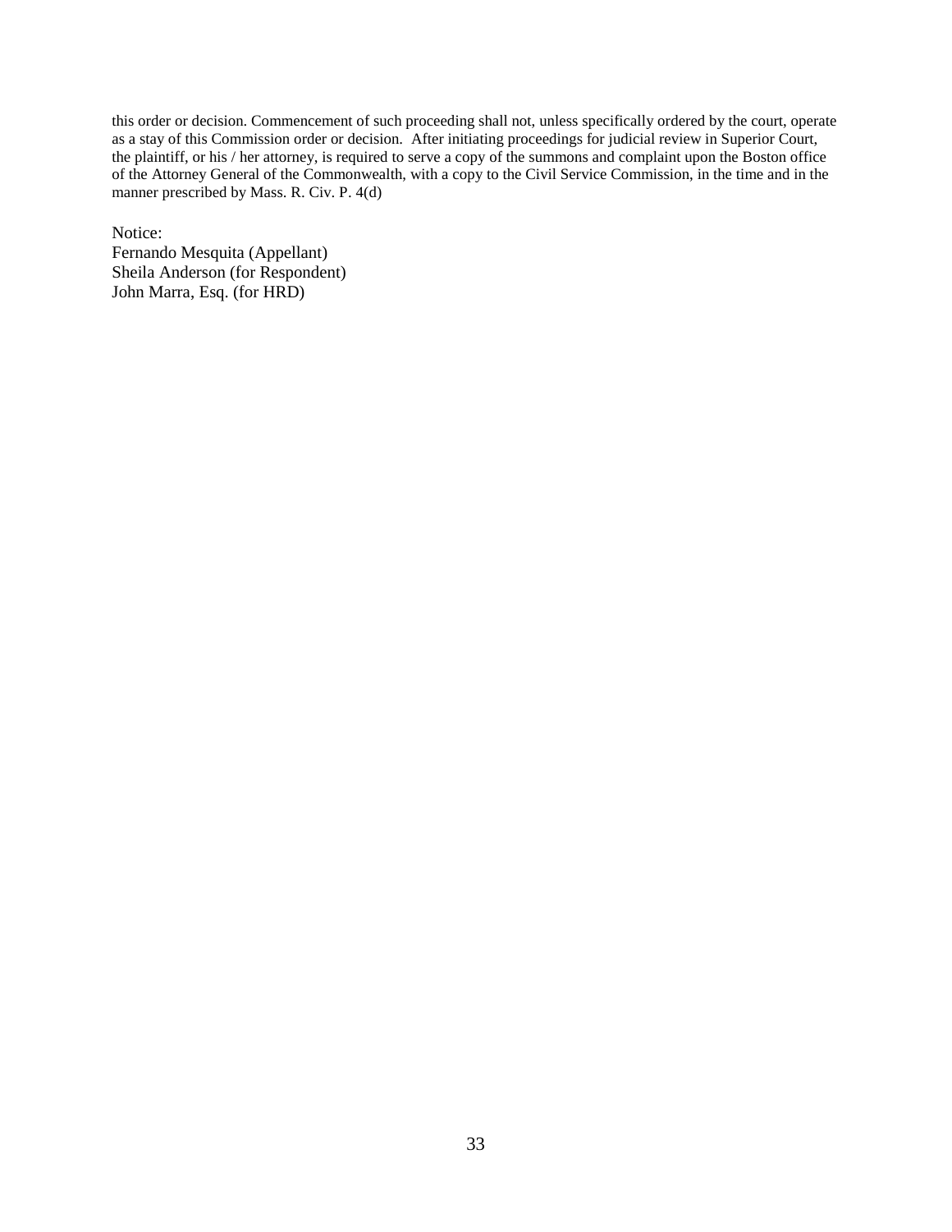this order or decision. Commencement of such proceeding shall not, unless specifically ordered by the court, operate as a stay of this Commission order or decision. After initiating proceedings for judicial review in Superior Court, the plaintiff, or his / her attorney, is required to serve a copy of the summons and complaint upon the Boston office of the Attorney General of the Commonwealth, with a copy to the Civil Service Commission, in the time and in the manner prescribed by Mass. R. Civ. P. 4(d)

Notice:
Fernando Mesquita (Appellant)
Sheila Anderson (for Respondent)
John Marra, Esq. (for HRD)